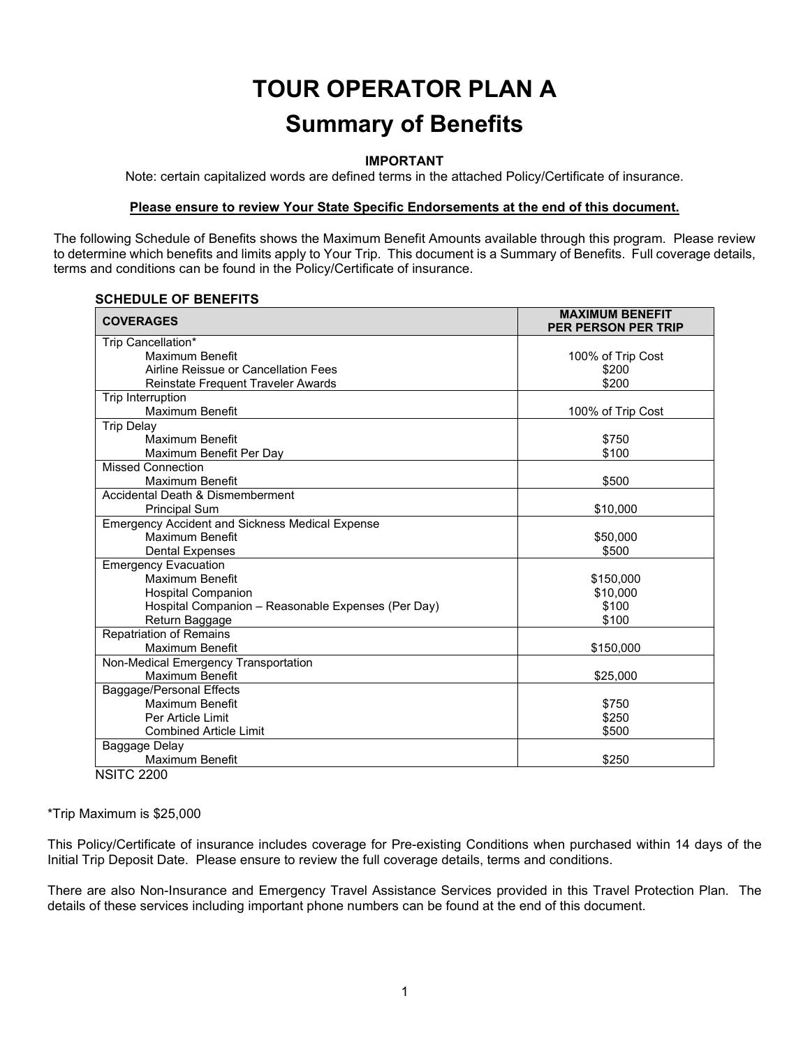# TOUR OPERATOR PLAN A

## Summary of Benefits

**IMPORTANT**

Note: certain capitalized words are defined terms in the attached Policy/Certificate of insurance.

**Please ensure to review Your State Specific Endorsements at the end of this document.**

The following Schedule of Benefits shows the Maximum Benefit Amounts available through this program. Please review to determine which benefits and limits apply to Your Trip. This document is a Summary of Benefits. Full coverage details, terms and conditions can be found in the Policy/Certificate of insurance.

**SCHEDULE OF BENEFITS**

| COVERAGES | MAXIMUM BENEFIT PER PERSON PER TRIP |
|---|---|
| Trip Cancellation* | |
| Maximum Benefit | 100% of Trip Cost |
| Airline Reissue or Cancellation Fees | $200 |
| Reinstate Frequent Traveler Awards | $200 |
| Trip Interruption | |
| Maximum Benefit | 100% of Trip Cost |
| Trip Delay | |
| Maximum Benefit | $750 |
| Maximum Benefit Per Day | $100 |
| Missed Connection | |
| Maximum Benefit | $500 |
| Accidental Death & Dismemberment | |
| Principal Sum | $10,000 |
| Emergency Accident and Sickness Medical Expense | |
| Maximum Benefit | $50,000 |
| Dental Expenses | $500 |
| Emergency Evacuation | |
| Maximum Benefit | $150,000 |
| Hospital Companion | $10,000 |
| Hospital Companion – Reasonable Expenses (Per Day) | $100 |
| Return Baggage | $100 |
| Repatriation of Remains | |
| Maximum Benefit | $150,000 |
| Non-Medical Emergency Transportation | |
| Maximum Benefit | $25,000 |
| Baggage/Personal Effects | |
| Maximum Benefit | $750 |
| Per Article Limit | $250 |
| Combined Article Limit | $500 |
| Baggage Delay | |
| Maximum Benefit | $250 |

NSITC 2200

*Trip Maximum is $25,000

This Policy/Certificate of insurance includes coverage for Pre-existing Conditions when purchased within 14 days of the Initial Trip Deposit Date. Please ensure to review the full coverage details, terms and conditions.

There are also Non-Insurance and Emergency Travel Assistance Services provided in this Travel Protection Plan. The details of these services including important phone numbers can be found at the end of this document.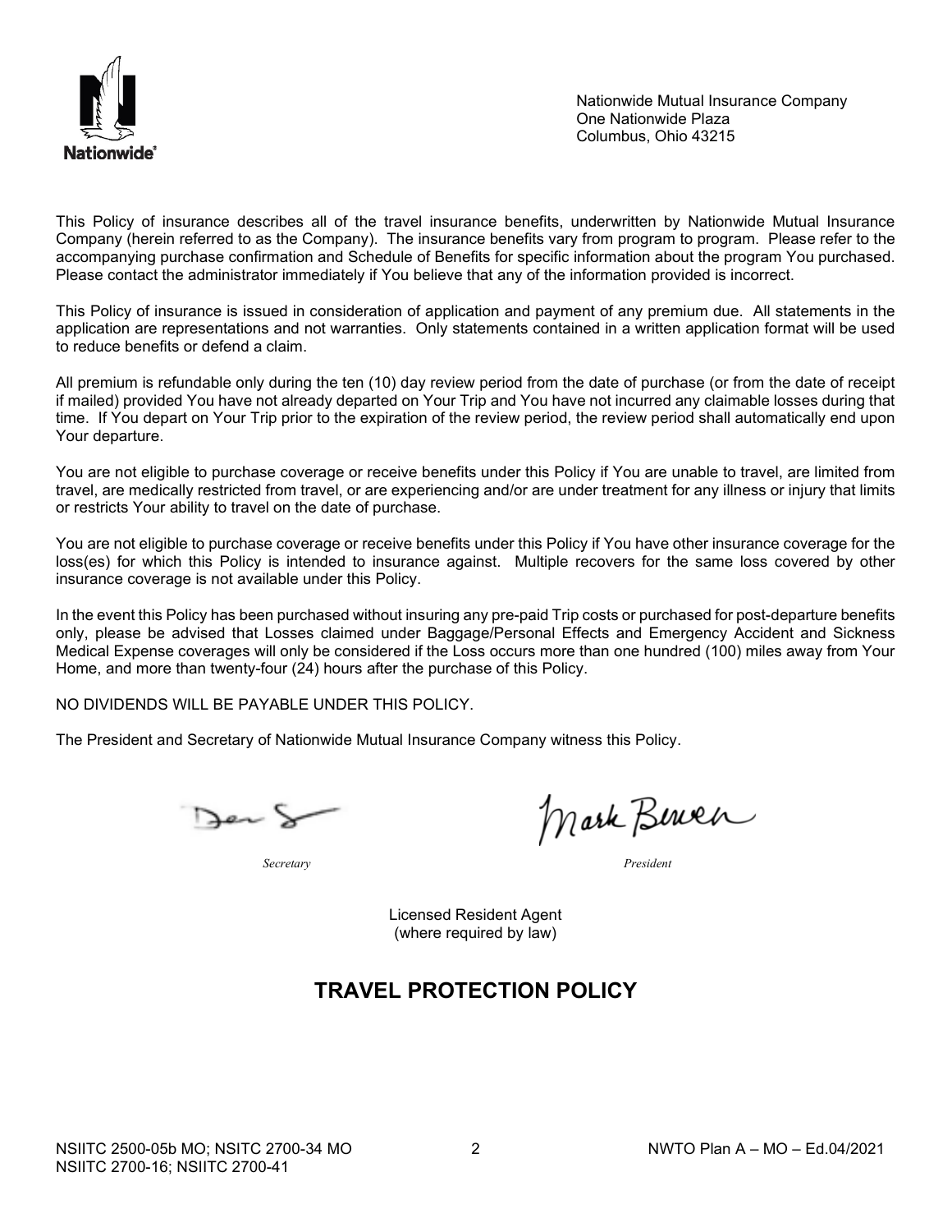Nationwide Mutual Insurance Company
One Nationwide Plaza
Columbus, Ohio 43215

This Policy of insurance describes all of the travel insurance benefits, underwritten by Nationwide Mutual Insurance Company (herein referred to as the Company). The insurance benefits vary from program to program. Please refer to the accompanying purchase confirmation and Schedule of Benefits for specific information about the program You purchased. Please contact the administrator immediately if You believe that any of the information provided is incorrect.

This Policy of insurance is issued in consideration of application and payment of any premium due. All statements in the application are representations and not warranties. Only statements contained in a written application format will be used to reduce benefits or defend a claim.

All premium is refundable only during the ten (10) day review period from the date of purchase (or from the date of receipt if mailed) provided You have not already departed on Your Trip and You have not incurred any claimable losses during that time. If You depart on Your Trip prior to the expiration of the review period, the review period shall automatically end upon Your departure.

You are not eligible to purchase coverage or receive benefits under this Policy if You are unable to travel, are limited from travel, are medically restricted from travel, or are experiencing and/or are under treatment for any illness or injury that limits or restricts Your ability to travel on the date of purchase.

You are not eligible to purchase coverage or receive benefits under this Policy if You have other insurance coverage for the loss(es) for which this Policy is intended to insurance against. Multiple recovers for the same loss covered by other insurance coverage is not available under this Policy.

In the event this Policy has been purchased without insuring any pre-paid Trip costs or purchased for post-departure benefits only, please be advised that Losses claimed under Baggage/Personal Effects and Emergency Accident and Sickness Medical Expense coverages will only be considered if the Loss occurs more than one hundred (100) miles away from Your Home, and more than twenty-four (24) hours after the purchase of this Policy.

NO DIVIDENDS WILL BE PAYABLE UNDER THIS POLICY.

The President and Secretary of Nationwide Mutual Insurance Company witness this Policy.

*Secretary* *President*

Licensed Resident Agent
(where required by law)

# TRAVEL PROTECTION POLICY

NSIITC 2500-05b MO; NSITC 2700-34 MO
NSIITC 2700-16; NSIITC 2700-41

NWTO Plan A – MO – Ed.04/2021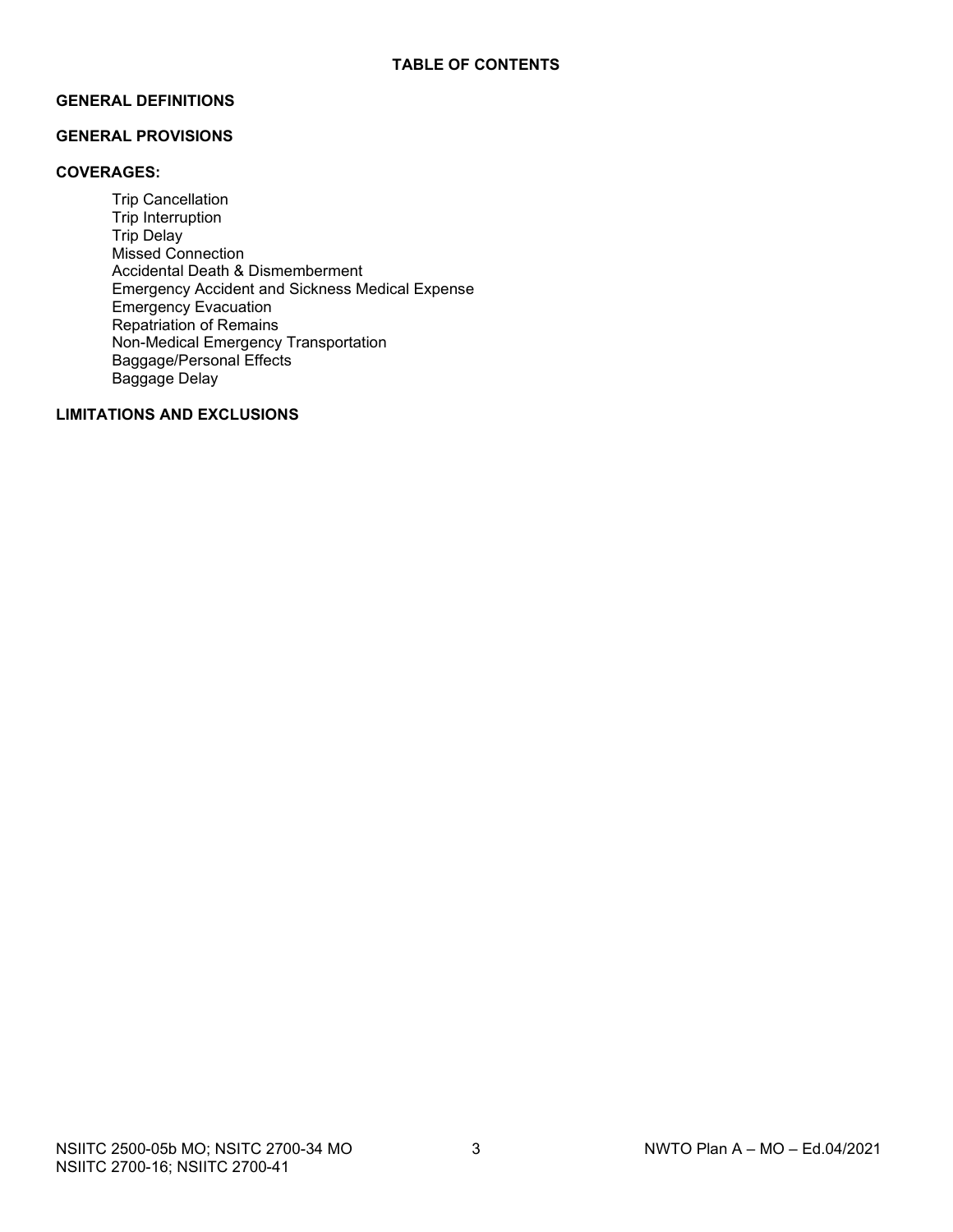# TABLE OF CONTENTS

**GENERAL DEFINITIONS**

**GENERAL PROVISIONS**

**COVERAGES:**

- Trip Cancellation
- Trip Interruption
- Trip Delay
- Missed Connection
- Accidental Death & Dismemberment
- Emergency Accident and Sickness Medical Expense
- Emergency Evacuation
- Repatriation of Remains
- Non-Medical Emergency Transportation
- Baggage/Personal Effects
- Baggage Delay

**LIMITATIONS AND EXCLUSIONS**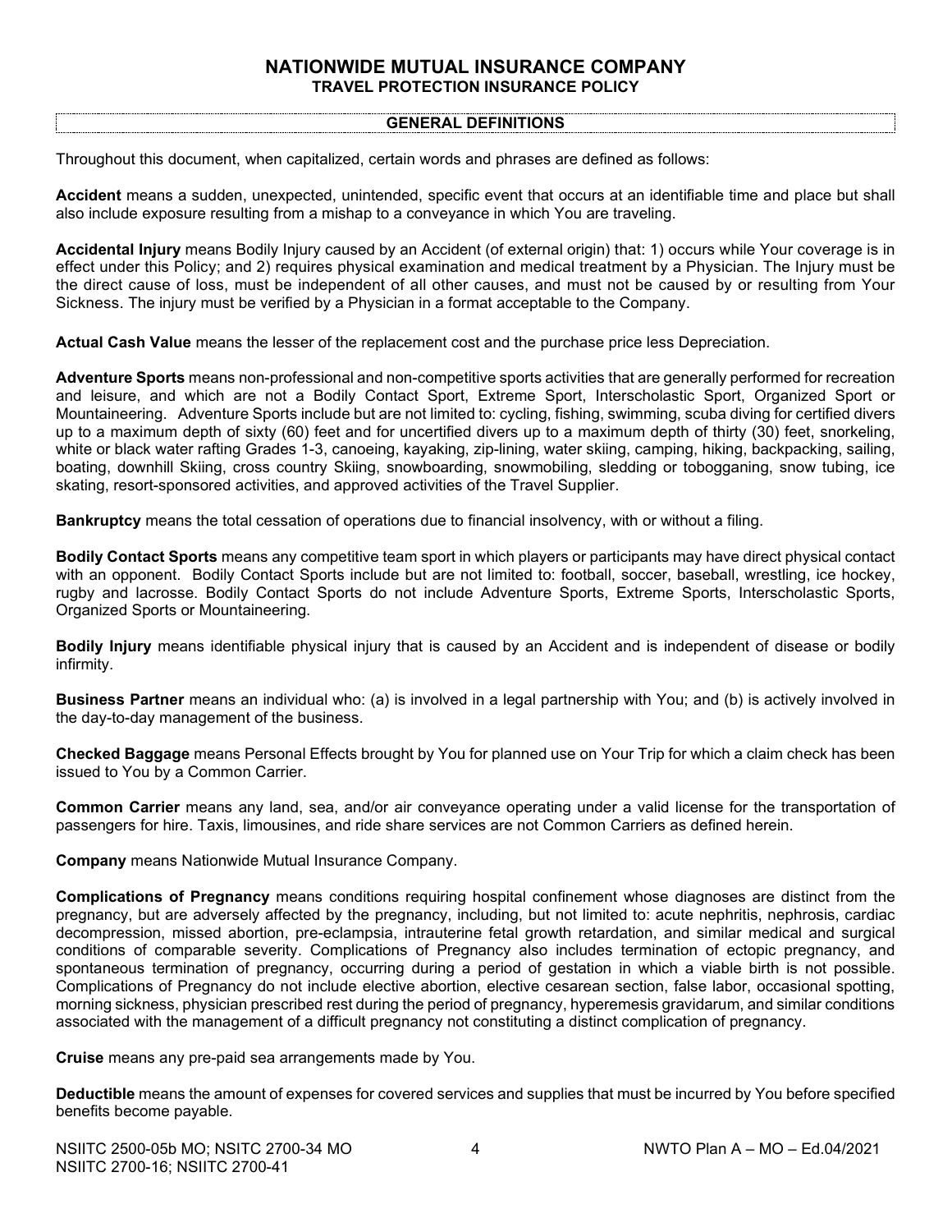# NATIONWIDE MUTUAL INSURANCE COMPANY

## TRAVEL PROTECTION INSURANCE POLICY

### GENERAL DEFINITIONS

Throughout this document, when capitalized, certain words and phrases are defined as follows:

**Accident** means a sudden, unexpected, unintended, specific event that occurs at an identifiable time and place but shall also include exposure resulting from a mishap to a conveyance in which You are traveling.

**Accidental Injury** means Bodily Injury caused by an Accident (of external origin) that: 1) occurs while Your coverage is in effect under this Policy; and 2) requires physical examination and medical treatment by a Physician. The Injury must be the direct cause of loss, must be independent of all other causes, and must not be caused by or resulting from Your Sickness. The injury must be verified by a Physician in a format acceptable to the Company.

**Actual Cash Value** means the lesser of the replacement cost and the purchase price less Depreciation.

**Adventure Sports** means non-professional and non-competitive sports activities that are generally performed for recreation and leisure, and which are not a Bodily Contact Sport, Extreme Sport, Interscholastic Sport, Organized Sport or Mountaineering. Adventure Sports include but are not limited to: cycling, fishing, swimming, scuba diving for certified divers up to a maximum depth of sixty (60) feet and for uncertified divers up to a maximum depth of thirty (30) feet, snorkeling, white or black water rafting Grades 1-3, canoeing, kayaking, zip-lining, water skiing, camping, hiking, backpacking, sailing, boating, downhill Skiing, cross country Skiing, snowboarding, snowmobiling, sledding or tobogganing, snow tubing, ice skating, resort-sponsored activities, and approved activities of the Travel Supplier.

**Bankruptcy** means the total cessation of operations due to financial insolvency, with or without a filing.

**Bodily Contact Sports** means any competitive team sport in which players or participants may have direct physical contact with an opponent. Bodily Contact Sports include but are not limited to: football, soccer, baseball, wrestling, ice hockey, rugby and lacrosse. Bodily Contact Sports do not include Adventure Sports, Extreme Sports, Interscholastic Sports, Organized Sports or Mountaineering.

**Bodily Injury** means identifiable physical injury that is caused by an Accident and is independent of disease or bodily infirmity.

**Business Partner** means an individual who: (a) is involved in a legal partnership with You; and (b) is actively involved in the day-to-day management of the business.

**Checked Baggage** means Personal Effects brought by You for planned use on Your Trip for which a claim check has been issued to You by a Common Carrier.

**Common Carrier** means any land, sea, and/or air conveyance operating under a valid license for the transportation of passengers for hire. Taxis, limousines, and ride share services are not Common Carriers as defined herein.

**Company** means Nationwide Mutual Insurance Company.

**Complications of Pregnancy** means conditions requiring hospital confinement whose diagnoses are distinct from the pregnancy, but are adversely affected by the pregnancy, including, but not limited to: acute nephritis, nephrosis, cardiac decompression, missed abortion, pre-eclampsia, intrauterine fetal growth retardation, and similar medical and surgical conditions of comparable severity. Complications of Pregnancy also includes termination of ectopic pregnancy, and spontaneous termination of pregnancy, occurring during a period of gestation in which a viable birth is not possible. Complications of Pregnancy do not include elective abortion, elective cesarean section, false labor, occasional spotting, morning sickness, physician prescribed rest during the period of pregnancy, hyperemesis gravidarum, and similar conditions associated with the management of a difficult pregnancy not constituting a distinct complication of pregnancy.

**Cruise** means any pre-paid sea arrangements made by You.

**Deductible** means the amount of expenses for covered services and supplies that must be incurred by You before specified benefits become payable.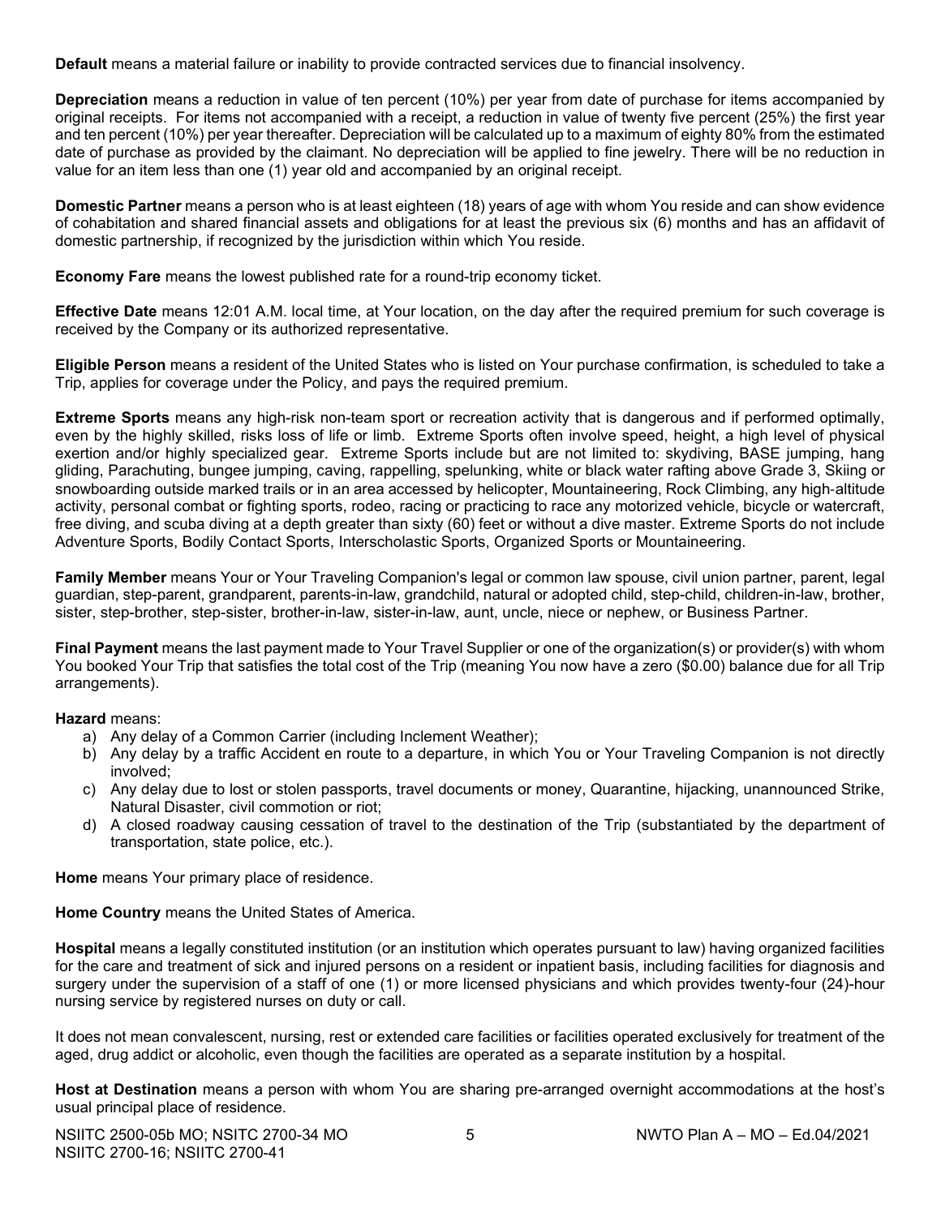**Default** means a material failure or inability to provide contracted services due to financial insolvency.

**Depreciation** means a reduction in value of ten percent (10%) per year from date of purchase for items accompanied by original receipts. For items not accompanied with a receipt, a reduction in value of twenty five percent (25%) the first year and ten percent (10%) per year thereafter. Depreciation will be calculated up to a maximum of eighty 80% from the estimated date of purchase as provided by the claimant. No depreciation will be applied to fine jewelry. There will be no reduction in value for an item less than one (1) year old and accompanied by an original receipt.

**Domestic Partner** means a person who is at least eighteen (18) years of age with whom You reside and can show evidence of cohabitation and shared financial assets and obligations for at least the previous six (6) months and has an affidavit of domestic partnership, if recognized by the jurisdiction within which You reside.

**Economy Fare** means the lowest published rate for a round-trip economy ticket.

**Effective Date** means 12:01 A.M. local time, at Your location, on the day after the required premium for such coverage is received by the Company or its authorized representative.

**Eligible Person** means a resident of the United States who is listed on Your purchase confirmation, is scheduled to take a Trip, applies for coverage under the Policy, and pays the required premium.

**Extreme Sports** means any high-risk non-team sport or recreation activity that is dangerous and if performed optimally, even by the highly skilled, risks loss of life or limb. Extreme Sports often involve speed, height, a high level of physical exertion and/or highly specialized gear. Extreme Sports include but are not limited to: skydiving, BASE jumping, hang gliding, Parachuting, bungee jumping, caving, rappelling, spelunking, white or black water rafting above Grade 3, Skiing or snowboarding outside marked trails or in an area accessed by helicopter, Mountaineering, Rock Climbing, any high-altitude activity, personal combat or fighting sports, rodeo, racing or practicing to race any motorized vehicle, bicycle or watercraft, free diving, and scuba diving at a depth greater than sixty (60) feet or without a dive master. Extreme Sports do not include Adventure Sports, Bodily Contact Sports, Interscholastic Sports, Organized Sports or Mountaineering.

**Family Member** means Your or Your Traveling Companion's legal or common law spouse, civil union partner, parent, legal guardian, step-parent, grandparent, parents-in-law, grandchild, natural or adopted child, step-child, children-in-law, brother, sister, step-brother, step-sister, brother-in-law, sister-in-law, aunt, uncle, niece or nephew, or Business Partner.

**Final Payment** means the last payment made to Your Travel Supplier or one of the organization(s) or provider(s) with whom You booked Your Trip that satisfies the total cost of the Trip (meaning You now have a zero ($0.00) balance due for all Trip arrangements).

**Hazard** means:

a) Any delay of a Common Carrier (including Inclement Weather);
b) Any delay by a traffic Accident en route to a departure, in which You or Your Traveling Companion is not directly involved;
c) Any delay due to lost or stolen passports, travel documents or money, Quarantine, hijacking, unannounced Strike, Natural Disaster, civil commotion or riot;
d) A closed roadway causing cessation of travel to the destination of the Trip (substantiated by the department of transportation, state police, etc.).

**Home** means Your primary place of residence.

**Home Country** means the United States of America.

**Hospital** means a legally constituted institution (or an institution which operates pursuant to law) having organized facilities for the care and treatment of sick and injured persons on a resident or inpatient basis, including facilities for diagnosis and surgery under the supervision of a staff of one (1) or more licensed physicians and which provides twenty-four (24)-hour nursing service by registered nurses on duty or call.

It does not mean convalescent, nursing, rest or extended care facilities or facilities operated exclusively for treatment of the aged, drug addict or alcoholic, even though the facilities are operated as a separate institution by a hospital.

**Host at Destination** means a person with whom You are sharing pre-arranged overnight accommodations at the host's usual principal place of residence.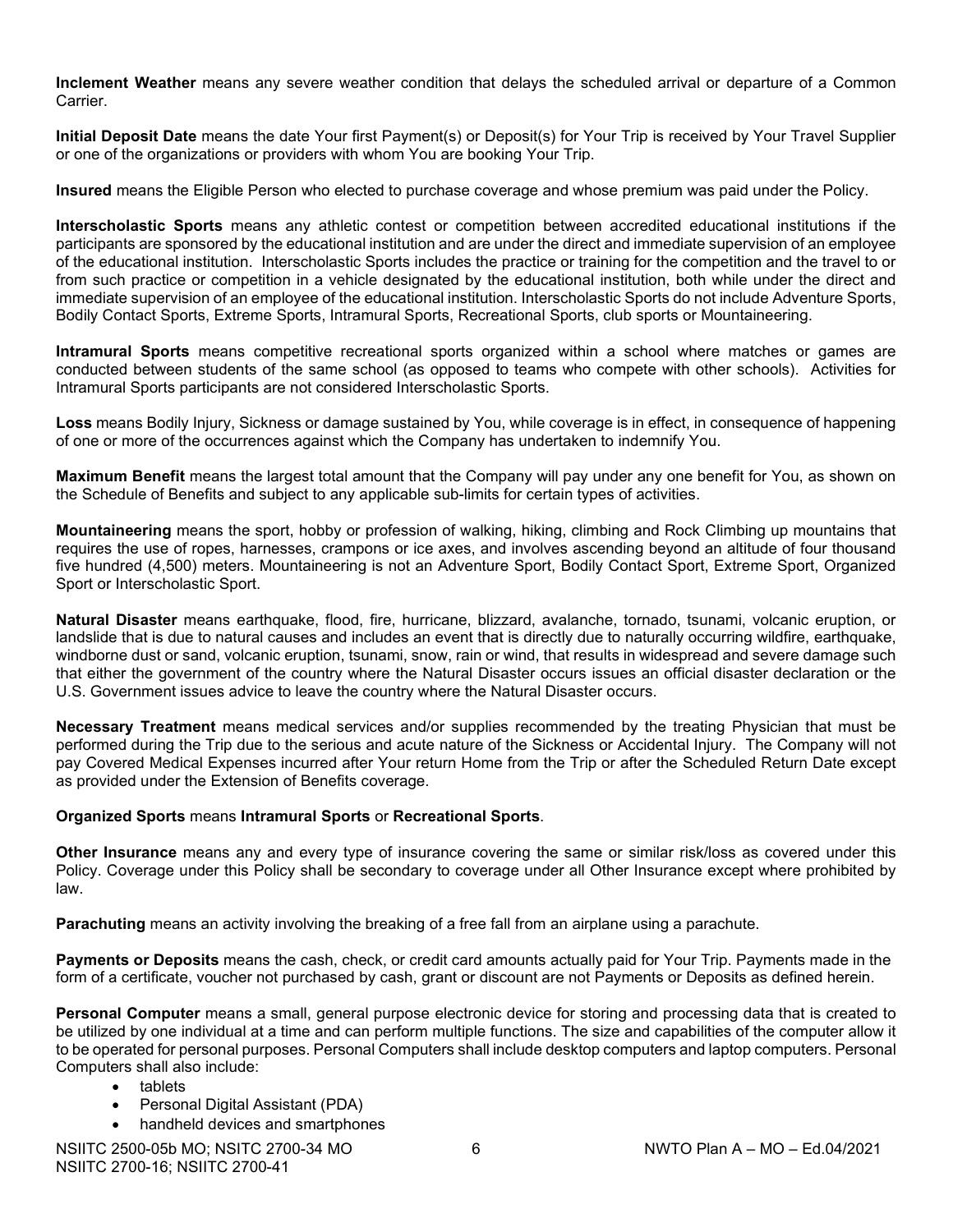**Inclement Weather** means any severe weather condition that delays the scheduled arrival or departure of a Common Carrier.

**Initial Deposit Date** means the date Your first Payment(s) or Deposit(s) for Your Trip is received by Your Travel Supplier or one of the organizations or providers with whom You are booking Your Trip.

**Insured** means the Eligible Person who elected to purchase coverage and whose premium was paid under the Policy.

**Interscholastic Sports** means any athletic contest or competition between accredited educational institutions if the participants are sponsored by the educational institution and are under the direct and immediate supervision of an employee of the educational institution. Interscholastic Sports includes the practice or training for the competition and the travel to or from such practice or competition in a vehicle designated by the educational institution, both while under the direct and immediate supervision of an employee of the educational institution. Interscholastic Sports do not include Adventure Sports, Bodily Contact Sports, Extreme Sports, Intramural Sports, Recreational Sports, club sports or Mountaineering.

**Intramural Sports** means competitive recreational sports organized within a school where matches or games are conducted between students of the same school (as opposed to teams who compete with other schools). Activities for Intramural Sports participants are not considered Interscholastic Sports.

**Loss** means Bodily Injury, Sickness or damage sustained by You, while coverage is in effect, in consequence of happening of one or more of the occurrences against which the Company has undertaken to indemnify You.

**Maximum Benefit** means the largest total amount that the Company will pay under any one benefit for You, as shown on the Schedule of Benefits and subject to any applicable sub-limits for certain types of activities.

**Mountaineering** means the sport, hobby or profession of walking, hiking, climbing and Rock Climbing up mountains that requires the use of ropes, harnesses, crampons or ice axes, and involves ascending beyond an altitude of four thousand five hundred (4,500) meters. Mountaineering is not an Adventure Sport, Bodily Contact Sport, Extreme Sport, Organized Sport or Interscholastic Sport.

**Natural Disaster** means earthquake, flood, fire, hurricane, blizzard, avalanche, tornado, tsunami, volcanic eruption, or landslide that is due to natural causes and includes an event that is directly due to naturally occurring wildfire, earthquake, windborne dust or sand, volcanic eruption, tsunami, snow, rain or wind, that results in widespread and severe damage such that either the government of the country where the Natural Disaster occurs issues an official disaster declaration or the U.S. Government issues advice to leave the country where the Natural Disaster occurs.

**Necessary Treatment** means medical services and/or supplies recommended by the treating Physician that must be performed during the Trip due to the serious and acute nature of the Sickness or Accidental Injury. The Company will not pay Covered Medical Expenses incurred after Your return Home from the Trip or after the Scheduled Return Date except as provided under the Extension of Benefits coverage.

**Organized Sports** means **Intramural Sports** or **Recreational Sports**.

**Other Insurance** means any and every type of insurance covering the same or similar risk/loss as covered under this Policy. Coverage under this Policy shall be secondary to coverage under all Other Insurance except where prohibited by law.

**Parachuting** means an activity involving the breaking of a free fall from an airplane using a parachute.

**Payments or Deposits** means the cash, check, or credit card amounts actually paid for Your Trip. Payments made in the form of a certificate, voucher not purchased by cash, grant or discount are not Payments or Deposits as defined herein.

**Personal Computer** means a small, general purpose electronic device for storing and processing data that is created to be utilized by one individual at a time and can perform multiple functions. The size and capabilities of the computer allow it to be operated for personal purposes. Personal Computers shall include desktop computers and laptop computers. Personal Computers shall also include:

- tablets
- Personal Digital Assistant (PDA)
- handheld devices and smartphones

NSIITC 2500-05b MO; NSITC 2700-34 MO NWTO Plan A – MO – Ed.04/2021
NSIITC 2700-16; NSIITC 2700-41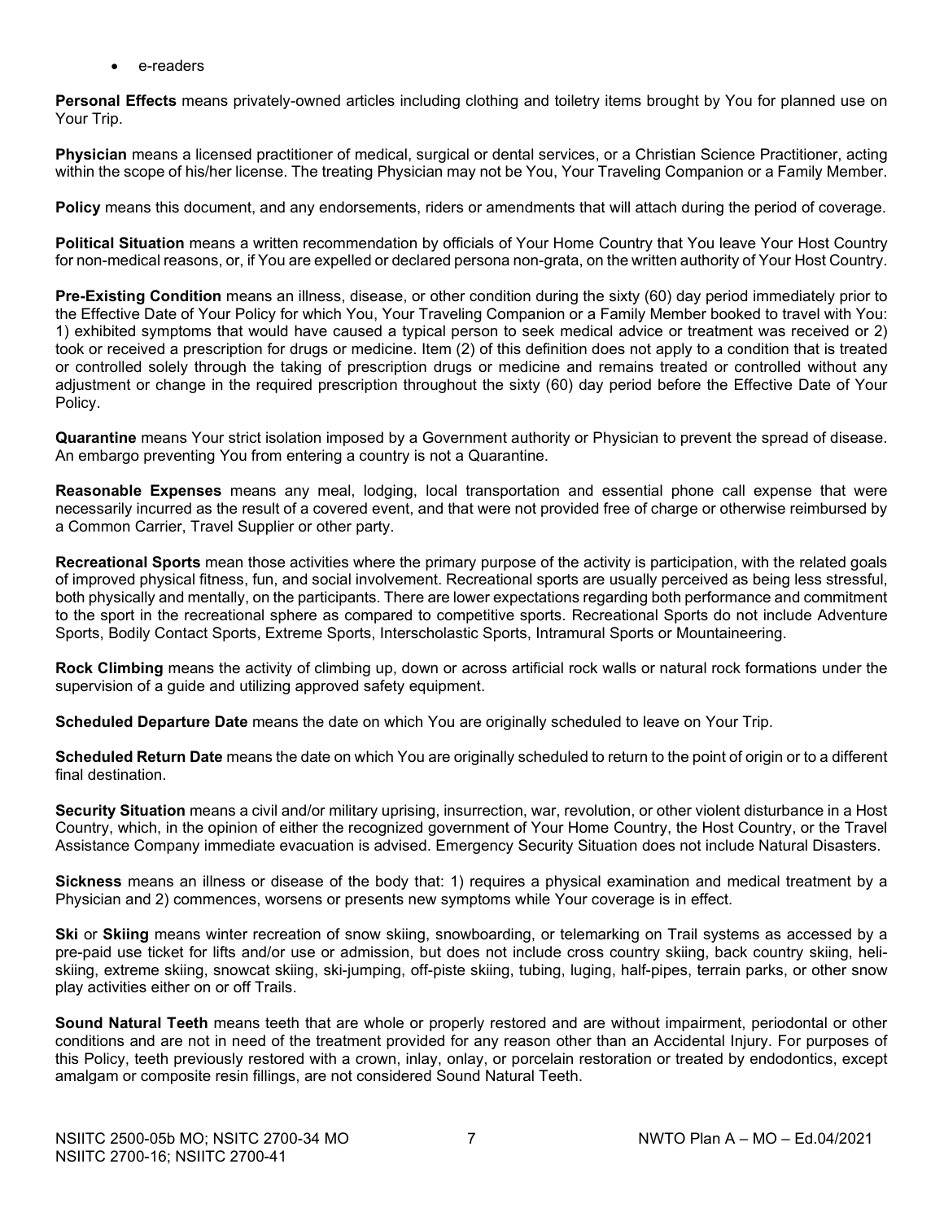- e-readers

**Personal Effects** means privately-owned articles including clothing and toiletry items brought by You for planned use on Your Trip.

**Physician** means a licensed practitioner of medical, surgical or dental services, or a Christian Science Practitioner, acting within the scope of his/her license. The treating Physician may not be You, Your Traveling Companion or a Family Member.

**Policy** means this document, and any endorsements, riders or amendments that will attach during the period of coverage.

**Political Situation** means a written recommendation by officials of Your Home Country that You leave Your Host Country for non-medical reasons, or, if You are expelled or declared persona non-grata, on the written authority of Your Host Country.

**Pre-Existing Condition** means an illness, disease, or other condition during the sixty (60) day period immediately prior to the Effective Date of Your Policy for which You, Your Traveling Companion or a Family Member booked to travel with You: 1) exhibited symptoms that would have caused a typical person to seek medical advice or treatment was received or 2) took or received a prescription for drugs or medicine. Item (2) of this definition does not apply to a condition that is treated or controlled solely through the taking of prescription drugs or medicine and remains treated or controlled without any adjustment or change in the required prescription throughout the sixty (60) day period before the Effective Date of Your Policy.

**Quarantine** means Your strict isolation imposed by a Government authority or Physician to prevent the spread of disease. An embargo preventing You from entering a country is not a Quarantine.

**Reasonable Expenses** means any meal, lodging, local transportation and essential phone call expense that were necessarily incurred as the result of a covered event, and that were not provided free of charge or otherwise reimbursed by a Common Carrier, Travel Supplier or other party.

**Recreational Sports** mean those activities where the primary purpose of the activity is participation, with the related goals of improved physical fitness, fun, and social involvement. Recreational sports are usually perceived as being less stressful, both physically and mentally, on the participants. There are lower expectations regarding both performance and commitment to the sport in the recreational sphere as compared to competitive sports. Recreational Sports do not include Adventure Sports, Bodily Contact Sports, Extreme Sports, Interscholastic Sports, Intramural Sports or Mountaineering.

**Rock Climbing** means the activity of climbing up, down or across artificial rock walls or natural rock formations under the supervision of a guide and utilizing approved safety equipment.

**Scheduled Departure Date** means the date on which You are originally scheduled to leave on Your Trip.

**Scheduled Return Date** means the date on which You are originally scheduled to return to the point of origin or to a different final destination.

**Security Situation** means a civil and/or military uprising, insurrection, war, revolution, or other violent disturbance in a Host Country, which, in the opinion of either the recognized government of Your Home Country, the Host Country, or the Travel Assistance Company immediate evacuation is advised. Emergency Security Situation does not include Natural Disasters.

**Sickness** means an illness or disease of the body that: 1) requires a physical examination and medical treatment by a Physician and 2) commences, worsens or presents new symptoms while Your coverage is in effect.

**Ski** or **Skiing** means winter recreation of snow skiing, snowboarding, or telemarking on Trail systems as accessed by a pre-paid use ticket for lifts and/or use or admission, but does not include cross country skiing, back country skiing, heli-skiing, extreme skiing, snowcat skiing, ski-jumping, off-piste skiing, tubing, luging, half-pipes, terrain parks, or other snow play activities either on or off Trails.

**Sound Natural Teeth** means teeth that are whole or properly restored and are without impairment, periodontal or other conditions and are not in need of the treatment provided for any reason other than an Accidental Injury. For purposes of this Policy, teeth previously restored with a crown, inlay, onlay, or porcelain restoration or treated by endodontics, except amalgam or composite resin fillings, are not considered Sound Natural Teeth.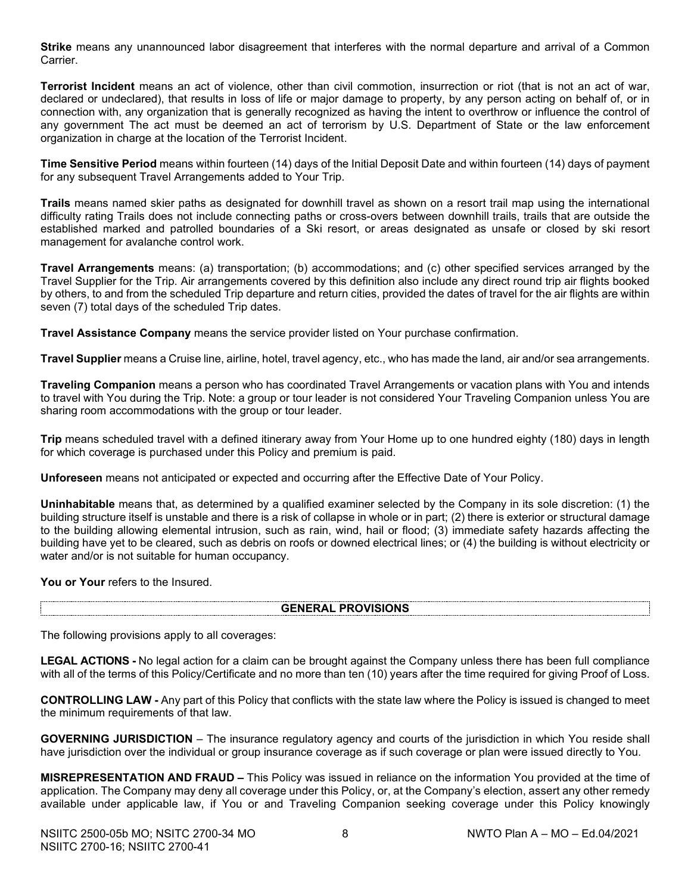**Strike** means any unannounced labor disagreement that interferes with the normal departure and arrival of a Common Carrier.

**Terrorist Incident** means an act of violence, other than civil commotion, insurrection or riot (that is not an act of war, declared or undeclared), that results in loss of life or major damage to property, by any person acting on behalf of, or in connection with, any organization that is generally recognized as having the intent to overthrow or influence the control of any government The act must be deemed an act of terrorism by U.S. Department of State or the law enforcement organization in charge at the location of the Terrorist Incident.

**Time Sensitive Period** means within fourteen (14) days of the Initial Deposit Date and within fourteen (14) days of payment for any subsequent Travel Arrangements added to Your Trip.

**Trails** means named skier paths as designated for downhill travel as shown on a resort trail map using the international difficulty rating Trails does not include connecting paths or cross-overs between downhill trails, trails that are outside the established marked and patrolled boundaries of a Ski resort, or areas designated as unsafe or closed by ski resort management for avalanche control work.

**Travel Arrangements** means: (a) transportation; (b) accommodations; and (c) other specified services arranged by the Travel Supplier for the Trip. Air arrangements covered by this definition also include any direct round trip air flights booked by others, to and from the scheduled Trip departure and return cities, provided the dates of travel for the air flights are within seven (7) total days of the scheduled Trip dates.

**Travel Assistance Company** means the service provider listed on Your purchase confirmation.

**Travel Supplier** means a Cruise line, airline, hotel, travel agency, etc., who has made the land, air and/or sea arrangements.

**Traveling Companion** means a person who has coordinated Travel Arrangements or vacation plans with You and intends to travel with You during the Trip. Note: a group or tour leader is not considered Your Traveling Companion unless You are sharing room accommodations with the group or tour leader.

**Trip** means scheduled travel with a defined itinerary away from Your Home up to one hundred eighty (180) days in length for which coverage is purchased under this Policy and premium is paid.

**Unforeseen** means not anticipated or expected and occurring after the Effective Date of Your Policy.

**Uninhabitable** means that, as determined by a qualified examiner selected by the Company in its sole discretion: (1) the building structure itself is unstable and there is a risk of collapse in whole or in part; (2) there is exterior or structural damage to the building allowing elemental intrusion, such as rain, wind, hail or flood; (3) immediate safety hazards affecting the building have yet to be cleared, such as debris on roofs or downed electrical lines; or (4) the building is without electricity or water and/or is not suitable for human occupancy.

**You or Your** refers to the Insured.

## GENERAL PROVISIONS

The following provisions apply to all coverages:

**LEGAL ACTIONS -** No legal action for a claim can be brought against the Company unless there has been full compliance with all of the terms of this Policy/Certificate and no more than ten (10) years after the time required for giving Proof of Loss.

**CONTROLLING LAW -** Any part of this Policy that conflicts with the state law where the Policy is issued is changed to meet the minimum requirements of that law.

**GOVERNING JURISDICTION** – The insurance regulatory agency and courts of the jurisdiction in which You reside shall have jurisdiction over the individual or group insurance coverage as if such coverage or plan were issued directly to You.

**MISREPRESENTATION AND FRAUD –** This Policy was issued in reliance on the information You provided at the time of application. The Company may deny all coverage under this Policy, or, at the Company's election, assert any other remedy available under applicable law, if You or and Traveling Companion seeking coverage under this Policy knowingly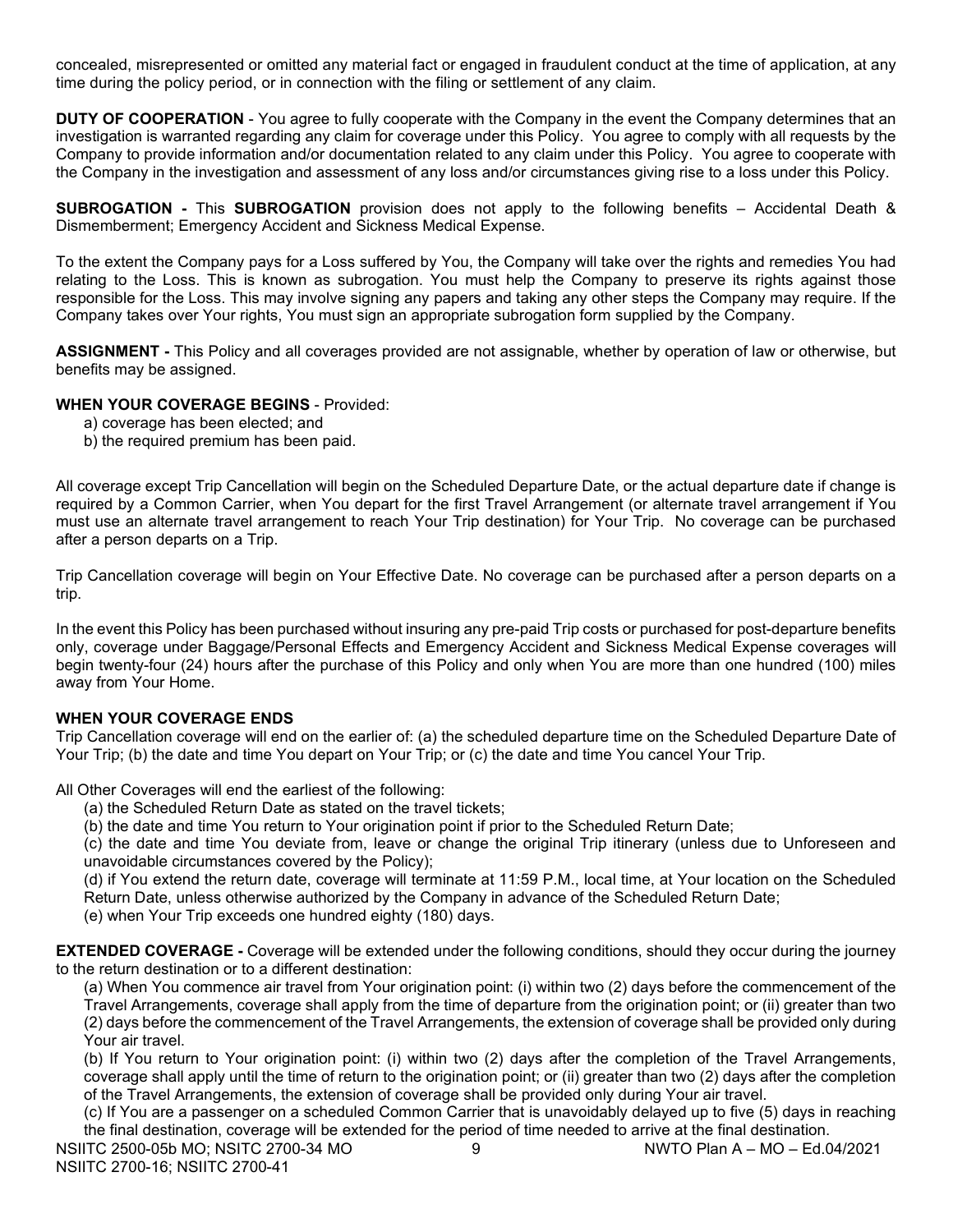concealed, misrepresented or omitted any material fact or engaged in fraudulent conduct at the time of application, at any time during the policy period, or in connection with the filing or settlement of any claim.

**DUTY OF COOPERATION** - You agree to fully cooperate with the Company in the event the Company determines that an investigation is warranted regarding any claim for coverage under this Policy. You agree to comply with all requests by the Company to provide information and/or documentation related to any claim under this Policy. You agree to cooperate with the Company in the investigation and assessment of any loss and/or circumstances giving rise to a loss under this Policy.

**SUBROGATION -** This **SUBROGATION** provision does not apply to the following benefits – Accidental Death & Dismemberment; Emergency Accident and Sickness Medical Expense.

To the extent the Company pays for a Loss suffered by You, the Company will take over the rights and remedies You had relating to the Loss. This is known as subrogation. You must help the Company to preserve its rights against those responsible for the Loss. This may involve signing any papers and taking any other steps the Company may require. If the Company takes over Your rights, You must sign an appropriate subrogation form supplied by the Company.

**ASSIGNMENT -** This Policy and all coverages provided are not assignable, whether by operation of law or otherwise, but benefits may be assigned.

**WHEN YOUR COVERAGE BEGINS** - Provided:

a) coverage has been elected; and
b) the required premium has been paid.

All coverage except Trip Cancellation will begin on the Scheduled Departure Date, or the actual departure date if change is required by a Common Carrier, when You depart for the first Travel Arrangement (or alternate travel arrangement if You must use an alternate travel arrangement to reach Your Trip destination) for Your Trip. No coverage can be purchased after a person departs on a Trip.

Trip Cancellation coverage will begin on Your Effective Date. No coverage can be purchased after a person departs on a trip.

In the event this Policy has been purchased without insuring any pre-paid Trip costs or purchased for post-departure benefits only, coverage under Baggage/Personal Effects and Emergency Accident and Sickness Medical Expense coverages will begin twenty-four (24) hours after the purchase of this Policy and only when You are more than one hundred (100) miles away from Your Home.

**WHEN YOUR COVERAGE ENDS**

Trip Cancellation coverage will end on the earlier of: (a) the scheduled departure time on the Scheduled Departure Date of Your Trip; (b) the date and time You depart on Your Trip; or (c) the date and time You cancel Your Trip.

All Other Coverages will end the earliest of the following:

(a) the Scheduled Return Date as stated on the travel tickets;
(b) the date and time You return to Your origination point if prior to the Scheduled Return Date;
(c) the date and time You deviate from, leave or change the original Trip itinerary (unless due to Unforeseen and unavoidable circumstances covered by the Policy);
(d) if You extend the return date, coverage will terminate at 11:59 P.M., local time, at Your location on the Scheduled Return Date, unless otherwise authorized by the Company in advance of the Scheduled Return Date;
(e) when Your Trip exceeds one hundred eighty (180) days.

**EXTENDED COVERAGE -** Coverage will be extended under the following conditions, should they occur during the journey to the return destination or to a different destination:

(a) When You commence air travel from Your origination point: (i) within two (2) days before the commencement of the Travel Arrangements, coverage shall apply from the time of departure from the origination point; or (ii) greater than two (2) days before the commencement of the Travel Arrangements, the extension of coverage shall be provided only during Your air travel.

(b) If You return to Your origination point: (i) within two (2) days after the completion of the Travel Arrangements, coverage shall apply until the time of return to the origination point; or (ii) greater than two (2) days after the completion of the Travel Arrangements, the extension of coverage shall be provided only during Your air travel.

(c) If You are a passenger on a scheduled Common Carrier that is unavoidably delayed up to five (5) days in reaching the final destination, coverage will be extended for the period of time needed to arrive at the final destination.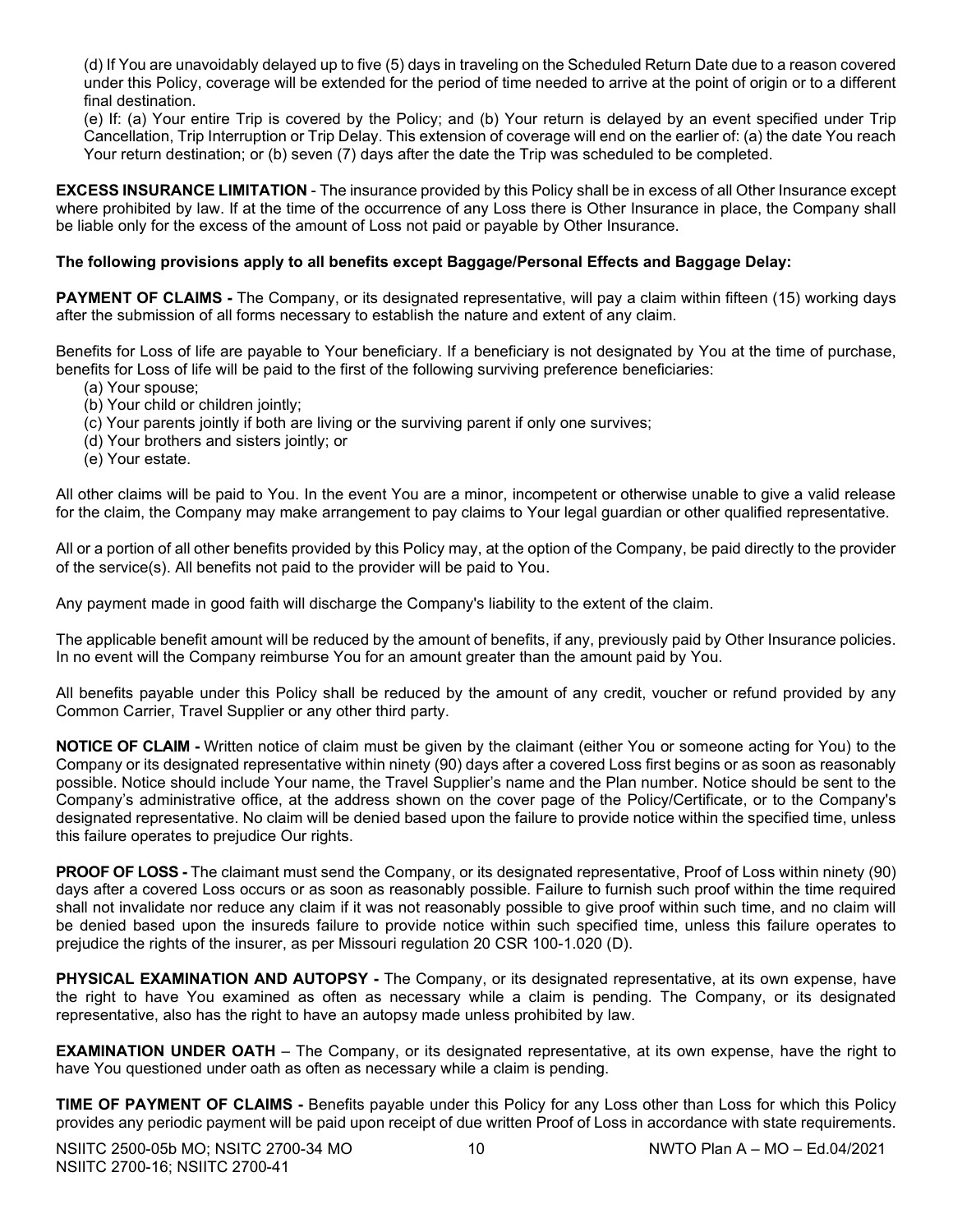(d) If You are unavoidably delayed up to five (5) days in traveling on the Scheduled Return Date due to a reason covered under this Policy, coverage will be extended for the period of time needed to arrive at the point of origin or to a different final destination.

(e) If: (a) Your entire Trip is covered by the Policy; and (b) Your return is delayed by an event specified under Trip Cancellation, Trip Interruption or Trip Delay. This extension of coverage will end on the earlier of: (a) the date You reach Your return destination; or (b) seven (7) days after the date the Trip was scheduled to be completed.

**EXCESS INSURANCE LIMITATION** - The insurance provided by this Policy shall be in excess of all Other Insurance except where prohibited by law. If at the time of the occurrence of any Loss there is Other Insurance in place, the Company shall be liable only for the excess of the amount of Loss not paid or payable by Other Insurance.

**The following provisions apply to all benefits except Baggage/Personal Effects and Baggage Delay:**

**PAYMENT OF CLAIMS -** The Company, or its designated representative, will pay a claim within fifteen (15) working days after the submission of all forms necessary to establish the nature and extent of any claim.

Benefits for Loss of life are payable to Your beneficiary. If a beneficiary is not designated by You at the time of purchase, benefits for Loss of life will be paid to the first of the following surviving preference beneficiaries:

(a) Your spouse;
(b) Your child or children jointly;
(c) Your parents jointly if both are living or the surviving parent if only one survives;
(d) Your brothers and sisters jointly; or
(e) Your estate.

All other claims will be paid to You. In the event You are a minor, incompetent or otherwise unable to give a valid release for the claim, the Company may make arrangement to pay claims to Your legal guardian or other qualified representative.

All or a portion of all other benefits provided by this Policy may, at the option of the Company, be paid directly to the provider of the service(s). All benefits not paid to the provider will be paid to You.

Any payment made in good faith will discharge the Company's liability to the extent of the claim.

The applicable benefit amount will be reduced by the amount of benefits, if any, previously paid by Other Insurance policies. In no event will the Company reimburse You for an amount greater than the amount paid by You.

All benefits payable under this Policy shall be reduced by the amount of any credit, voucher or refund provided by any Common Carrier, Travel Supplier or any other third party.

**NOTICE OF CLAIM -** Written notice of claim must be given by the claimant (either You or someone acting for You) to the Company or its designated representative within ninety (90) days after a covered Loss first begins or as soon as reasonably possible. Notice should include Your name, the Travel Supplier's name and the Plan number. Notice should be sent to the Company's administrative office, at the address shown on the cover page of the Policy/Certificate, or to the Company's designated representative. No claim will be denied based upon the failure to provide notice within the specified time, unless this failure operates to prejudice Our rights.

**PROOF OF LOSS -** The claimant must send the Company, or its designated representative, Proof of Loss within ninety (90) days after a covered Loss occurs or as soon as reasonably possible. Failure to furnish such proof within the time required shall not invalidate nor reduce any claim if it was not reasonably possible to give proof within such time, and no claim will be denied based upon the insureds failure to provide notice within such specified time, unless this failure operates to prejudice the rights of the insurer, as per Missouri regulation 20 CSR 100-1.020 (D).

**PHYSICAL EXAMINATION AND AUTOPSY -** The Company, or its designated representative, at its own expense, have the right to have You examined as often as necessary while a claim is pending. The Company, or its designated representative, also has the right to have an autopsy made unless prohibited by law.

**EXAMINATION UNDER OATH** – The Company, or its designated representative, at its own expense, have the right to have You questioned under oath as often as necessary while a claim is pending.

**TIME OF PAYMENT OF CLAIMS -** Benefits payable under this Policy for any Loss other than Loss for which this Policy provides any periodic payment will be paid upon receipt of due written Proof of Loss in accordance with state requirements.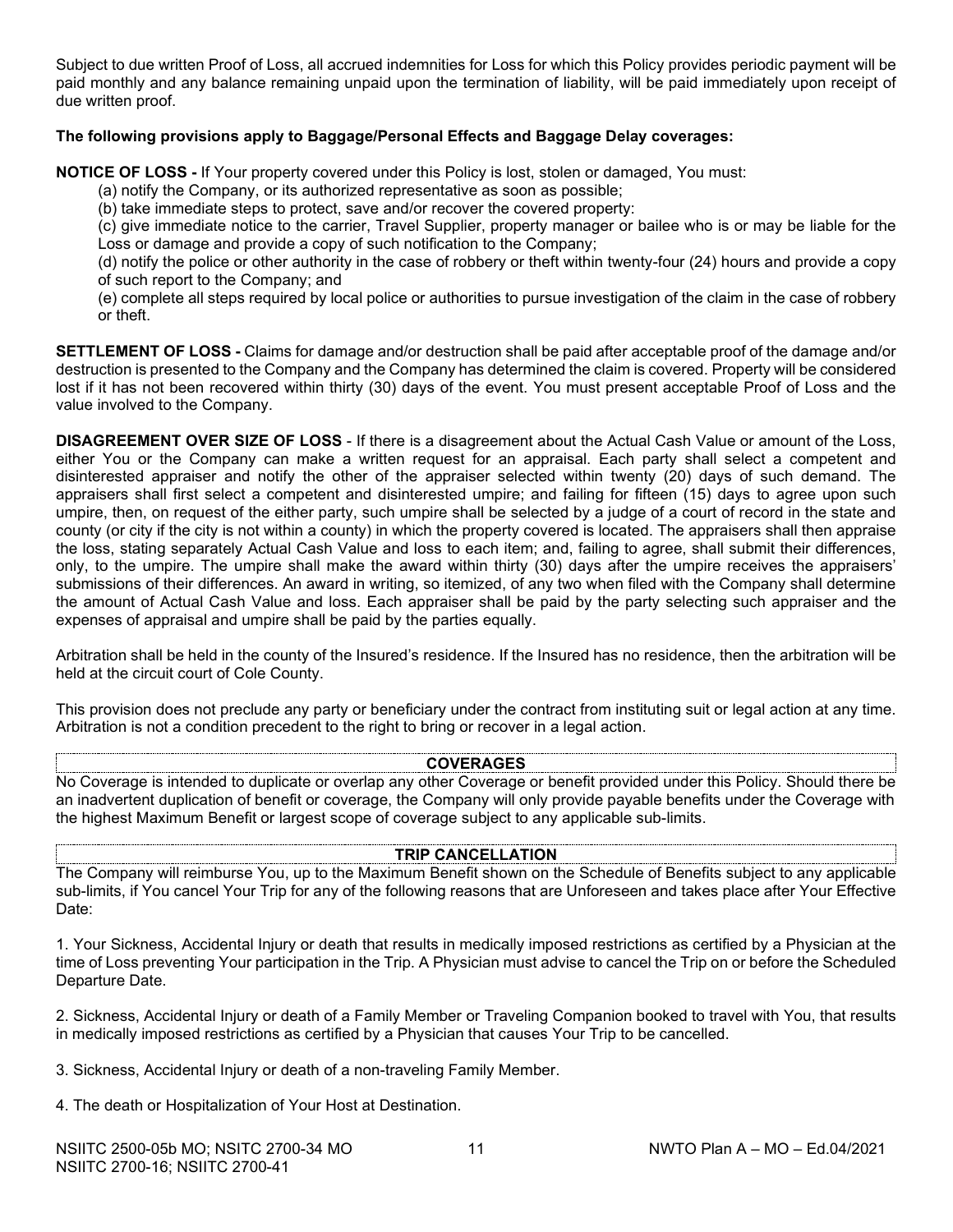Subject to due written Proof of Loss, all accrued indemnities for Loss for which this Policy provides periodic payment will be paid monthly and any balance remaining unpaid upon the termination of liability, will be paid immediately upon receipt of due written proof.

**The following provisions apply to Baggage/Personal Effects and Baggage Delay coverages:**

**NOTICE OF LOSS -** If Your property covered under this Policy is lost, stolen or damaged, You must:

(a) notify the Company, or its authorized representative as soon as possible;

(b) take immediate steps to protect, save and/or recover the covered property:

(c) give immediate notice to the carrier, Travel Supplier, property manager or bailee who is or may be liable for the Loss or damage and provide a copy of such notification to the Company;

(d) notify the police or other authority in the case of robbery or theft within twenty-four (24) hours and provide a copy of such report to the Company; and

(e) complete all steps required by local police or authorities to pursue investigation of the claim in the case of robbery or theft.

**SETTLEMENT OF LOSS -** Claims for damage and/or destruction shall be paid after acceptable proof of the damage and/or destruction is presented to the Company and the Company has determined the claim is covered. Property will be considered lost if it has not been recovered within thirty (30) days of the event. You must present acceptable Proof of Loss and the value involved to the Company.

**DISAGREEMENT OVER SIZE OF LOSS** - If there is a disagreement about the Actual Cash Value or amount of the Loss, either You or the Company can make a written request for an appraisal. Each party shall select a competent and disinterested appraiser and notify the other of the appraiser selected within twenty (20) days of such demand. The appraisers shall first select a competent and disinterested umpire; and failing for fifteen (15) days to agree upon such umpire, then, on request of the either party, such umpire shall be selected by a judge of a court of record in the state and county (or city if the city is not within a county) in which the property covered is located. The appraisers shall then appraise the loss, stating separately Actual Cash Value and loss to each item; and, failing to agree, shall submit their differences, only, to the umpire. The umpire shall make the award within thirty (30) days after the umpire receives the appraisers' submissions of their differences. An award in writing, so itemized, of any two when filed with the Company shall determine the amount of Actual Cash Value and loss. Each appraiser shall be paid by the party selecting such appraiser and the expenses of appraisal and umpire shall be paid by the parties equally.

Arbitration shall be held in the county of the Insured's residence. If the Insured has no residence, then the arbitration will be held at the circuit court of Cole County.

This provision does not preclude any party or beneficiary under the contract from instituting suit or legal action at any time. Arbitration is not a condition precedent to the right to bring or recover in a legal action.

## COVERAGES

No Coverage is intended to duplicate or overlap any other Coverage or benefit provided under this Policy. Should there be an inadvertent duplication of benefit or coverage, the Company will only provide payable benefits under the Coverage with the highest Maximum Benefit or largest scope of coverage subject to any applicable sub-limits.

## TRIP CANCELLATION

The Company will reimburse You, up to the Maximum Benefit shown on the Schedule of Benefits subject to any applicable sub-limits, if You cancel Your Trip for any of the following reasons that are Unforeseen and takes place after Your Effective Date:

1. Your Sickness, Accidental Injury or death that results in medically imposed restrictions as certified by a Physician at the time of Loss preventing Your participation in the Trip. A Physician must advise to cancel the Trip on or before the Scheduled Departure Date.

2. Sickness, Accidental Injury or death of a Family Member or Traveling Companion booked to travel with You, that results in medically imposed restrictions as certified by a Physician that causes Your Trip to be cancelled.

3. Sickness, Accidental Injury or death of a non-traveling Family Member.

4. The death or Hospitalization of Your Host at Destination.

NSIITC 2500-05b MO; NSITC 2700-34 MO NSIITC 2700-16; NSIITC 2700-41 NWTO Plan A – MO – Ed.04/2021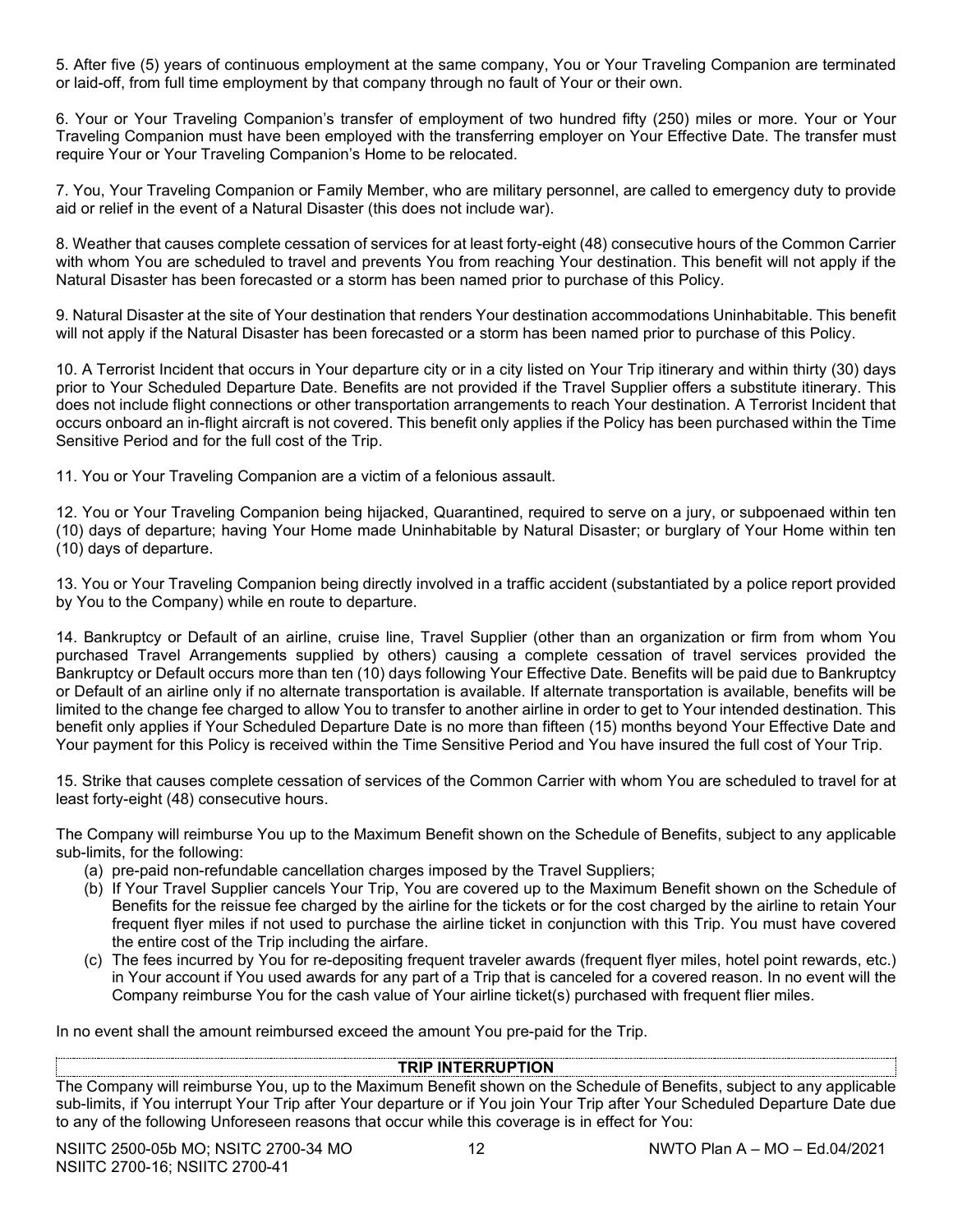5. After five (5) years of continuous employment at the same company, You or Your Traveling Companion are terminated or laid-off, from full time employment by that company through no fault of Your or their own.

6. Your or Your Traveling Companion's transfer of employment of two hundred fifty (250) miles or more. Your or Your Traveling Companion must have been employed with the transferring employer on Your Effective Date. The transfer must require Your or Your Traveling Companion's Home to be relocated.

7. You, Your Traveling Companion or Family Member, who are military personnel, are called to emergency duty to provide aid or relief in the event of a Natural Disaster (this does not include war).

8. Weather that causes complete cessation of services for at least forty-eight (48) consecutive hours of the Common Carrier with whom You are scheduled to travel and prevents You from reaching Your destination. This benefit will not apply if the Natural Disaster has been forecasted or a storm has been named prior to purchase of this Policy.

9. Natural Disaster at the site of Your destination that renders Your destination accommodations Uninhabitable. This benefit will not apply if the Natural Disaster has been forecasted or a storm has been named prior to purchase of this Policy.

10. A Terrorist Incident that occurs in Your departure city or in a city listed on Your Trip itinerary and within thirty (30) days prior to Your Scheduled Departure Date. Benefits are not provided if the Travel Supplier offers a substitute itinerary. This does not include flight connections or other transportation arrangements to reach Your destination. A Terrorist Incident that occurs onboard an in-flight aircraft is not covered. This benefit only applies if the Policy has been purchased within the Time Sensitive Period and for the full cost of the Trip.

11. You or Your Traveling Companion are a victim of a felonious assault.

12. You or Your Traveling Companion being hijacked, Quarantined, required to serve on a jury, or subpoenaed within ten (10) days of departure; having Your Home made Uninhabitable by Natural Disaster; or burglary of Your Home within ten (10) days of departure.

13. You or Your Traveling Companion being directly involved in a traffic accident (substantiated by a police report provided by You to the Company) while en route to departure.

14. Bankruptcy or Default of an airline, cruise line, Travel Supplier (other than an organization or firm from whom You purchased Travel Arrangements supplied by others) causing a complete cessation of travel services provided the Bankruptcy or Default occurs more than ten (10) days following Your Effective Date. Benefits will be paid due to Bankruptcy or Default of an airline only if no alternate transportation is available. If alternate transportation is available, benefits will be limited to the change fee charged to allow You to transfer to another airline in order to get to Your intended destination. This benefit only applies if Your Scheduled Departure Date is no more than fifteen (15) months beyond Your Effective Date and Your payment for this Policy is received within the Time Sensitive Period and You have insured the full cost of Your Trip.

15. Strike that causes complete cessation of services of the Common Carrier with whom You are scheduled to travel for at least forty-eight (48) consecutive hours.

The Company will reimburse You up to the Maximum Benefit shown on the Schedule of Benefits, subject to any applicable sub-limits, for the following:

(a) pre-paid non-refundable cancellation charges imposed by the Travel Suppliers;
(b) If Your Travel Supplier cancels Your Trip, You are covered up to the Maximum Benefit shown on the Schedule of Benefits for the reissue fee charged by the airline for the tickets or for the cost charged by the airline to retain Your frequent flyer miles if not used to purchase the airline ticket in conjunction with this Trip. You must have covered the entire cost of the Trip including the airfare.
(c) The fees incurred by You for re-depositing frequent traveler awards (frequent flyer miles, hotel point rewards, etc.) in Your account if You used awards for any part of a Trip that is canceled for a covered reason. In no event will the Company reimburse You for the cash value of Your airline ticket(s) purchased with frequent flier miles.

In no event shall the amount reimbursed exceed the amount You pre-paid for the Trip.

## TRIP INTERRUPTION

The Company will reimburse You, up to the Maximum Benefit shown on the Schedule of Benefits, subject to any applicable sub-limits, if You interrupt Your Trip after Your departure or if You join Your Trip after Your Scheduled Departure Date due to any of the following Unforeseen reasons that occur while this coverage is in effect for You: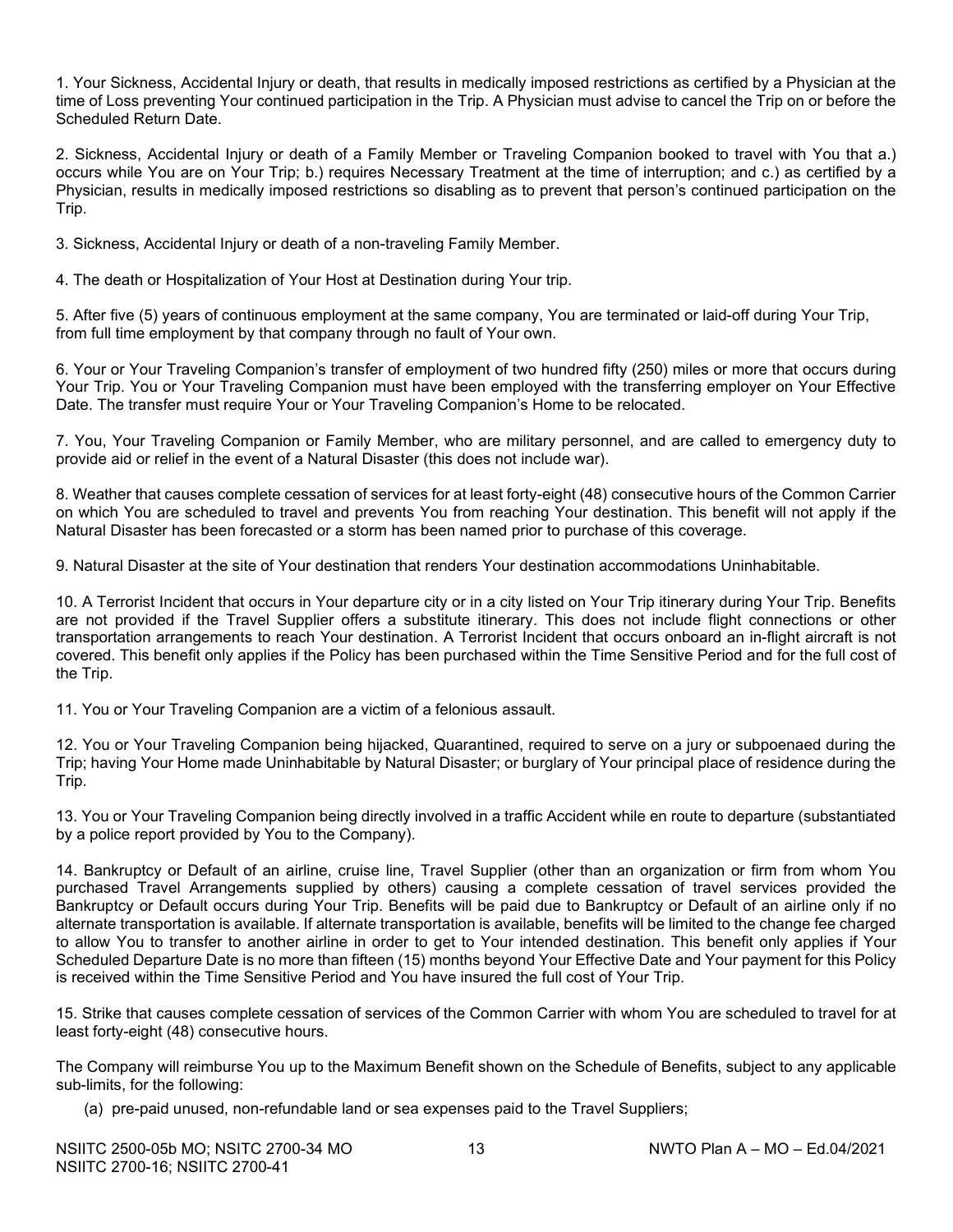1. Your Sickness, Accidental Injury or death, that results in medically imposed restrictions as certified by a Physician at the time of Loss preventing Your continued participation in the Trip. A Physician must advise to cancel the Trip on or before the Scheduled Return Date.

2. Sickness, Accidental Injury or death of a Family Member or Traveling Companion booked to travel with You that a.) occurs while You are on Your Trip; b.) requires Necessary Treatment at the time of interruption; and c.) as certified by a Physician, results in medically imposed restrictions so disabling as to prevent that person's continued participation on the Trip.

3. Sickness, Accidental Injury or death of a non-traveling Family Member.

4. The death or Hospitalization of Your Host at Destination during Your trip.

5. After five (5) years of continuous employment at the same company, You are terminated or laid-off during Your Trip, from full time employment by that company through no fault of Your own.

6. Your or Your Traveling Companion's transfer of employment of two hundred fifty (250) miles or more that occurs during Your Trip. You or Your Traveling Companion must have been employed with the transferring employer on Your Effective Date. The transfer must require Your or Your Traveling Companion's Home to be relocated.

7. You, Your Traveling Companion or Family Member, who are military personnel, and are called to emergency duty to provide aid or relief in the event of a Natural Disaster (this does not include war).

8. Weather that causes complete cessation of services for at least forty-eight (48) consecutive hours of the Common Carrier on which You are scheduled to travel and prevents You from reaching Your destination. This benefit will not apply if the Natural Disaster has been forecasted or a storm has been named prior to purchase of this coverage.

9. Natural Disaster at the site of Your destination that renders Your destination accommodations Uninhabitable.

10. A Terrorist Incident that occurs in Your departure city or in a city listed on Your Trip itinerary during Your Trip. Benefits are not provided if the Travel Supplier offers a substitute itinerary. This does not include flight connections or other transportation arrangements to reach Your destination. A Terrorist Incident that occurs onboard an in-flight aircraft is not covered. This benefit only applies if the Policy has been purchased within the Time Sensitive Period and for the full cost of the Trip.

11. You or Your Traveling Companion are a victim of a felonious assault.

12. You or Your Traveling Companion being hijacked, Quarantined, required to serve on a jury or subpoenaed during the Trip; having Your Home made Uninhabitable by Natural Disaster; or burglary of Your principal place of residence during the Trip.

13. You or Your Traveling Companion being directly involved in a traffic Accident while en route to departure (substantiated by a police report provided by You to the Company).

14. Bankruptcy or Default of an airline, cruise line, Travel Supplier (other than an organization or firm from whom You purchased Travel Arrangements supplied by others) causing a complete cessation of travel services provided the Bankruptcy or Default occurs during Your Trip. Benefits will be paid due to Bankruptcy or Default of an airline only if no alternate transportation is available. If alternate transportation is available, benefits will be limited to the change fee charged to allow You to transfer to another airline in order to get to Your intended destination. This benefit only applies if Your Scheduled Departure Date is no more than fifteen (15) months beyond Your Effective Date and Your payment for this Policy is received within the Time Sensitive Period and You have insured the full cost of Your Trip.

15. Strike that causes complete cessation of services of the Common Carrier with whom You are scheduled to travel for at least forty-eight (48) consecutive hours.

The Company will reimburse You up to the Maximum Benefit shown on the Schedule of Benefits, subject to any applicable sub-limits, for the following:

(a) pre-paid unused, non-refundable land or sea expenses paid to the Travel Suppliers;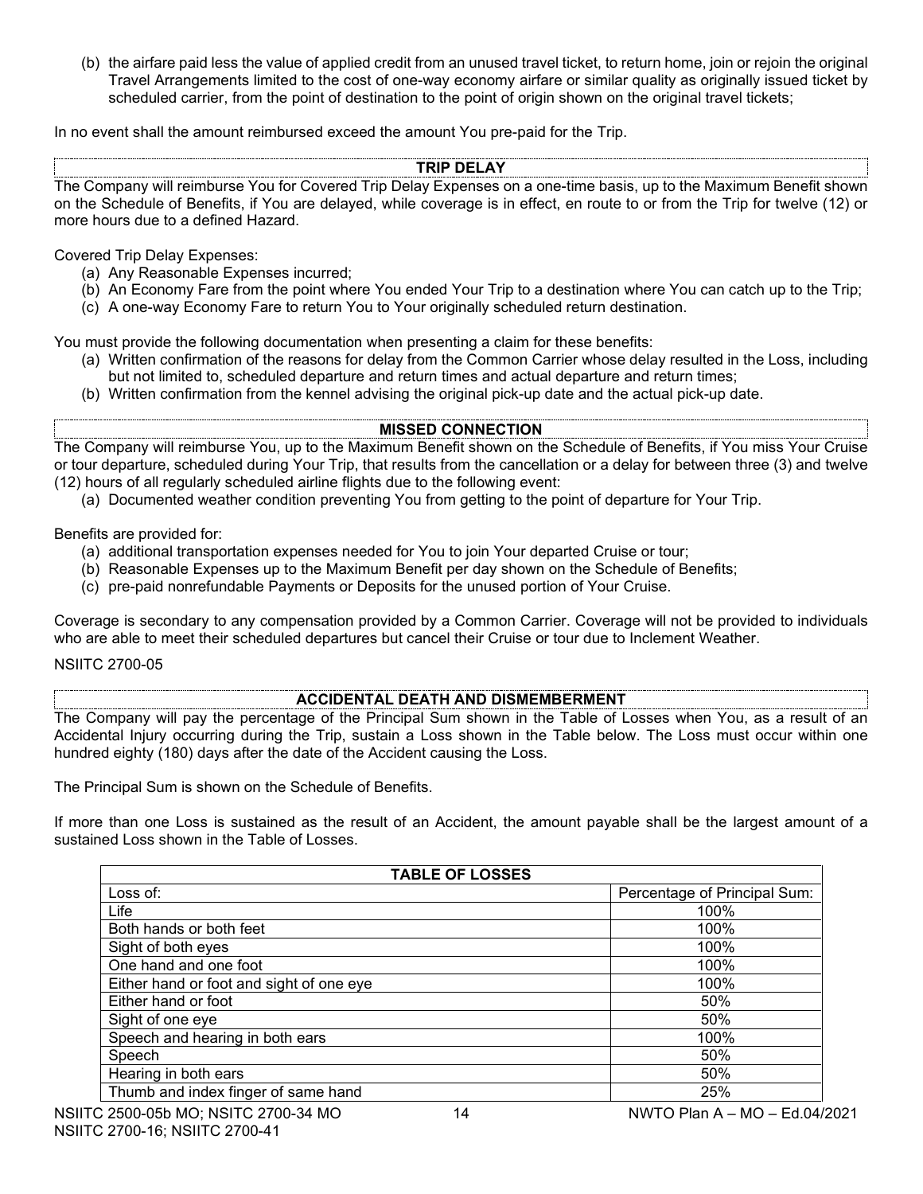(b) the airfare paid less the value of applied credit from an unused travel ticket, to return home, join or rejoin the original Travel Arrangements limited to the cost of one-way economy airfare or similar quality as originally issued ticket by scheduled carrier, from the point of destination to the point of origin shown on the original travel tickets;

In no event shall the amount reimbursed exceed the amount You pre-paid for the Trip.

## TRIP DELAY

The Company will reimburse You for Covered Trip Delay Expenses on a one-time basis, up to the Maximum Benefit shown on the Schedule of Benefits, if You are delayed, while coverage is in effect, en route to or from the Trip for twelve (12) or more hours due to a defined Hazard.

Covered Trip Delay Expenses:

(a) Any Reasonable Expenses incurred;
(b) An Economy Fare from the point where You ended Your Trip to a destination where You can catch up to the Trip;
(c) A one-way Economy Fare to return You to Your originally scheduled return destination.

You must provide the following documentation when presenting a claim for these benefits:

(a) Written confirmation of the reasons for delay from the Common Carrier whose delay resulted in the Loss, including but not limited to, scheduled departure and return times and actual departure and return times;
(b) Written confirmation from the kennel advising the original pick-up date and the actual pick-up date.

## MISSED CONNECTION

The Company will reimburse You, up to the Maximum Benefit shown on the Schedule of Benefits, if You miss Your Cruise or tour departure, scheduled during Your Trip, that results from the cancellation or a delay for between three (3) and twelve (12) hours of all regularly scheduled airline flights due to the following event:

(a) Documented weather condition preventing You from getting to the point of departure for Your Trip.

Benefits are provided for:

(a) additional transportation expenses needed for You to join Your departed Cruise or tour;
(b) Reasonable Expenses up to the Maximum Benefit per day shown on the Schedule of Benefits;
(c) pre-paid nonrefundable Payments or Deposits for the unused portion of Your Cruise.

Coverage is secondary to any compensation provided by a Common Carrier. Coverage will not be provided to individuals who are able to meet their scheduled departures but cancel their Cruise or tour due to Inclement Weather.

NSIITC 2700-05

## ACCIDENTAL DEATH AND DISMEMBERMENT

The Company will pay the percentage of the Principal Sum shown in the Table of Losses when You, as a result of an Accidental Injury occurring during the Trip, sustain a Loss shown in the Table below. The Loss must occur within one hundred eighty (180) days after the date of the Accident causing the Loss.

The Principal Sum is shown on the Schedule of Benefits.

If more than one Loss is sustained as the result of an Accident, the amount payable shall be the largest amount of a sustained Loss shown in the Table of Losses.

| TABLE OF LOSSES | |
|---|---|
| Loss of: | Percentage of Principal Sum: |
| Life | 100% |
| Both hands or both feet | 100% |
| Sight of both eyes | 100% |
| One hand and one foot | 100% |
| Either hand or foot and sight of one eye | 100% |
| Either hand or foot | 50% |
| Sight of one eye | 50% |
| Speech and hearing in both ears | 100% |
| Speech | 50% |
| Hearing in both ears | 50% |
| Thumb and index finger of same hand | 25% |

NSIITC 2500-05b MO; NSITC 2700-34 MO
NSIITC 2700-16; NSIITC 2700-41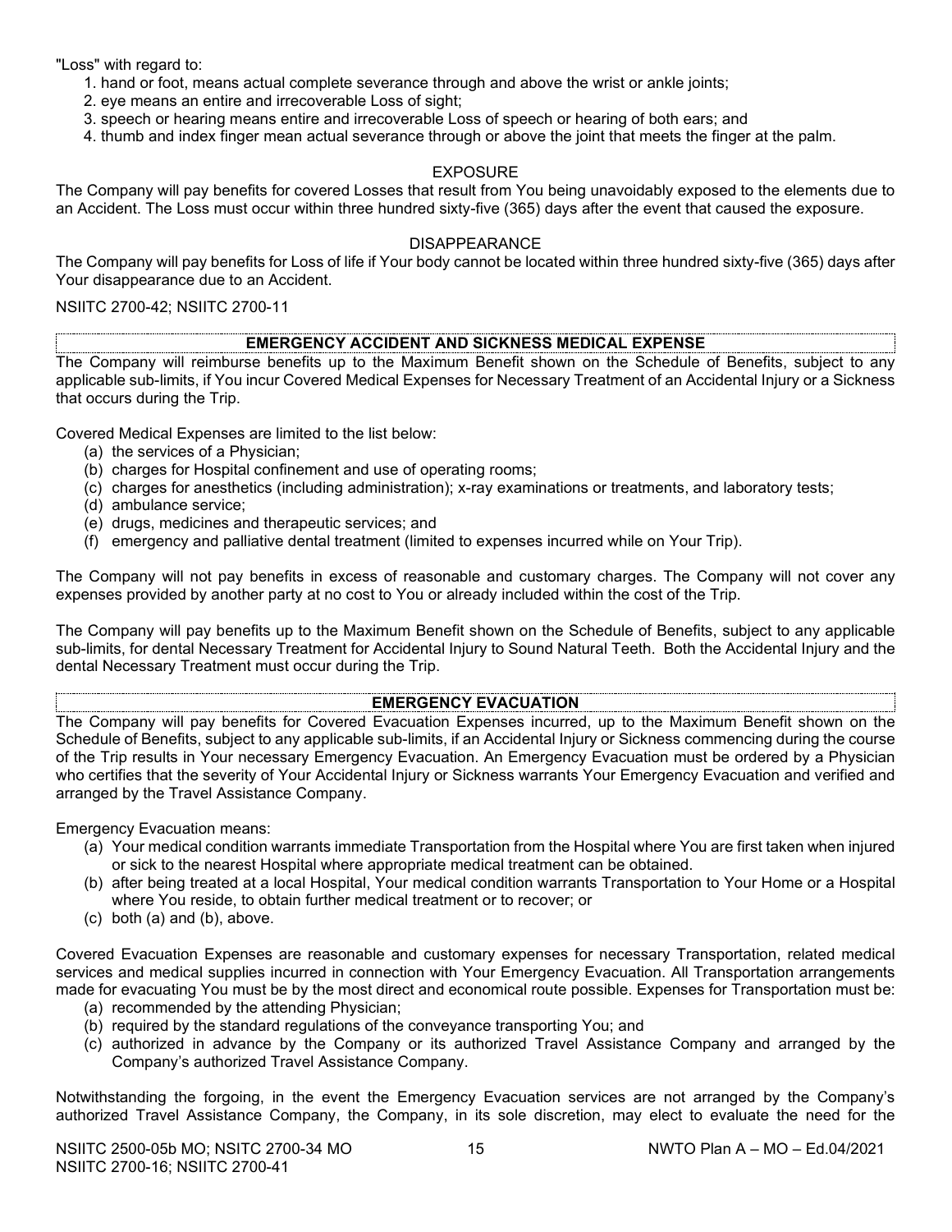"Loss" with regard to:

1. hand or foot, means actual complete severance through and above the wrist or ankle joints;
2. eye means an entire and irrecoverable Loss of sight;
3. speech or hearing means entire and irrecoverable Loss of speech or hearing of both ears; and
4. thumb and index finger mean actual severance through or above the joint that meets the finger at the palm.

### EXPOSURE

The Company will pay benefits for covered Losses that result from You being unavoidably exposed to the elements due to an Accident. The Loss must occur within three hundred sixty-five (365) days after the event that caused the exposure.

### DISAPPEARANCE

The Company will pay benefits for Loss of life if Your body cannot be located within three hundred sixty-five (365) days after Your disappearance due to an Accident.

NSIITC 2700-42; NSIITC 2700-11

## EMERGENCY ACCIDENT AND SICKNESS MEDICAL EXPENSE

The Company will reimburse benefits up to the Maximum Benefit shown on the Schedule of Benefits, subject to any applicable sub-limits, if You incur Covered Medical Expenses for Necessary Treatment of an Accidental Injury or a Sickness that occurs during the Trip.

Covered Medical Expenses are limited to the list below:

(a) the services of a Physician;
(b) charges for Hospital confinement and use of operating rooms;
(c) charges for anesthetics (including administration); x-ray examinations or treatments, and laboratory tests;
(d) ambulance service;
(e) drugs, medicines and therapeutic services; and
(f) emergency and palliative dental treatment (limited to expenses incurred while on Your Trip).

The Company will not pay benefits in excess of reasonable and customary charges. The Company will not cover any expenses provided by another party at no cost to You or already included within the cost of the Trip.

The Company will pay benefits up to the Maximum Benefit shown on the Schedule of Benefits, subject to any applicable sub-limits, for dental Necessary Treatment for Accidental Injury to Sound Natural Teeth. Both the Accidental Injury and the dental Necessary Treatment must occur during the Trip.

## EMERGENCY EVACUATION

The Company will pay benefits for Covered Evacuation Expenses incurred, up to the Maximum Benefit shown on the Schedule of Benefits, subject to any applicable sub-limits, if an Accidental Injury or Sickness commencing during the course of the Trip results in Your necessary Emergency Evacuation. An Emergency Evacuation must be ordered by a Physician who certifies that the severity of Your Accidental Injury or Sickness warrants Your Emergency Evacuation and verified and arranged by the Travel Assistance Company.

Emergency Evacuation means:

(a) Your medical condition warrants immediate Transportation from the Hospital where You are first taken when injured or sick to the nearest Hospital where appropriate medical treatment can be obtained.
(b) after being treated at a local Hospital, Your medical condition warrants Transportation to Your Home or a Hospital where You reside, to obtain further medical treatment or to recover; or
(c) both (a) and (b), above.

Covered Evacuation Expenses are reasonable and customary expenses for necessary Transportation, related medical services and medical supplies incurred in connection with Your Emergency Evacuation. All Transportation arrangements made for evacuating You must be by the most direct and economical route possible. Expenses for Transportation must be:

(a) recommended by the attending Physician;
(b) required by the standard regulations of the conveyance transporting You; and
(c) authorized in advance by the Company or its authorized Travel Assistance Company and arranged by the Company's authorized Travel Assistance Company.

Notwithstanding the forgoing, in the event the Emergency Evacuation services are not arranged by the Company's authorized Travel Assistance Company, the Company, in its sole discretion, may elect to evaluate the need for the

NSIITC 2500-05b MO; NSITC 2700-34 MO
NSIITC 2700-16; NSIITC 2700-41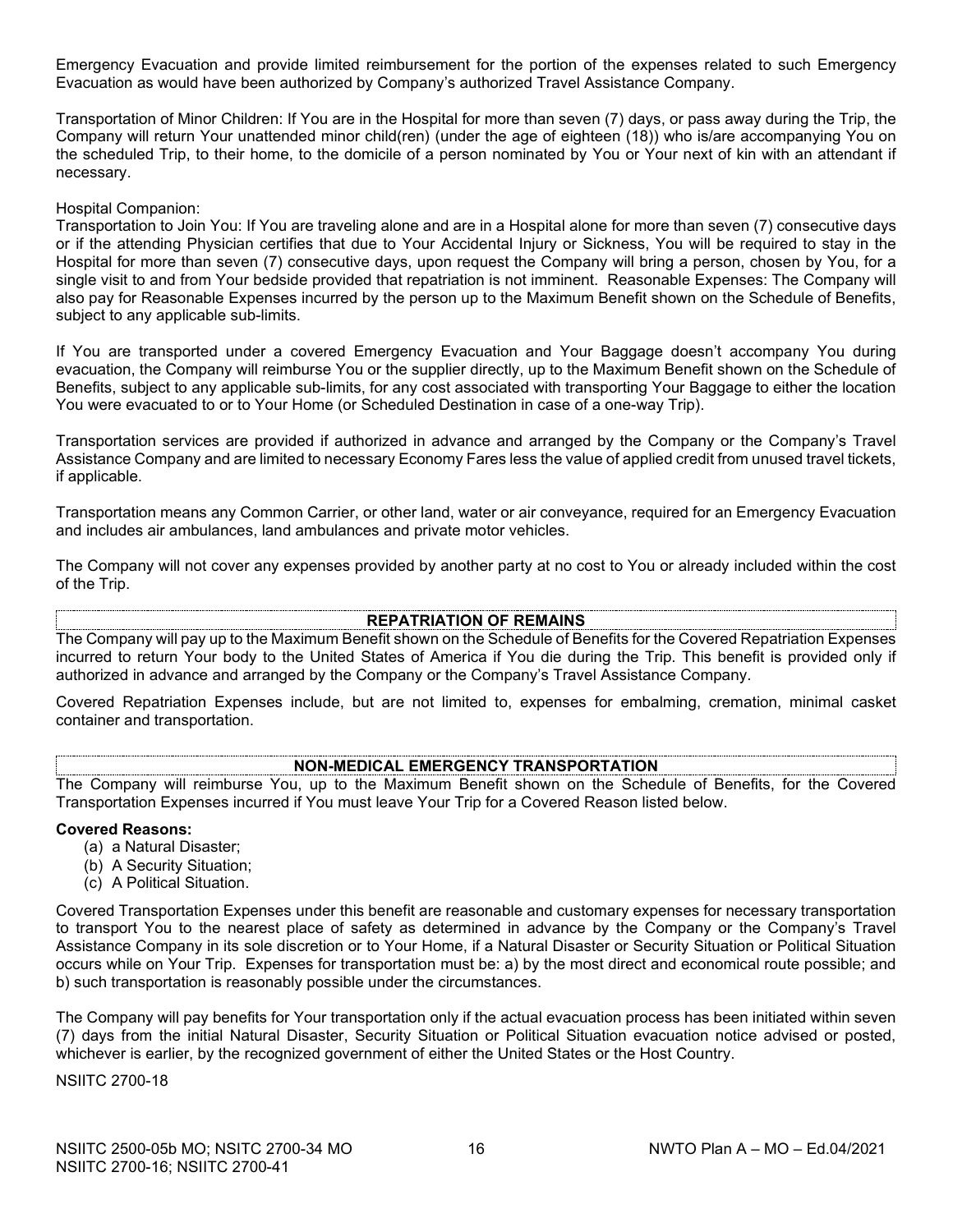Emergency Evacuation and provide limited reimbursement for the portion of the expenses related to such Emergency Evacuation as would have been authorized by Company's authorized Travel Assistance Company.

Transportation of Minor Children: If You are in the Hospital for more than seven (7) days, or pass away during the Trip, the Company will return Your unattended minor child(ren) (under the age of eighteen (18)) who is/are accompanying You on the scheduled Trip, to their home, to the domicile of a person nominated by You or Your next of kin with an attendant if necessary.

Hospital Companion:
Transportation to Join You: If You are traveling alone and are in a Hospital alone for more than seven (7) consecutive days or if the attending Physician certifies that due to Your Accidental Injury or Sickness, You will be required to stay in the Hospital for more than seven (7) consecutive days, upon request the Company will bring a person, chosen by You, for a single visit to and from Your bedside provided that repatriation is not imminent. Reasonable Expenses: The Company will also pay for Reasonable Expenses incurred by the person up to the Maximum Benefit shown on the Schedule of Benefits, subject to any applicable sub-limits.

If You are transported under a covered Emergency Evacuation and Your Baggage doesn't accompany You during evacuation, the Company will reimburse You or the supplier directly, up to the Maximum Benefit shown on the Schedule of Benefits, subject to any applicable sub-limits, for any cost associated with transporting Your Baggage to either the location You were evacuated to or to Your Home (or Scheduled Destination in case of a one-way Trip).

Transportation services are provided if authorized in advance and arranged by the Company or the Company's Travel Assistance Company and are limited to necessary Economy Fares less the value of applied credit from unused travel tickets, if applicable.

Transportation means any Common Carrier, or other land, water or air conveyance, required for an Emergency Evacuation and includes air ambulances, land ambulances and private motor vehicles.

The Company will not cover any expenses provided by another party at no cost to You or already included within the cost of the Trip.

## REPATRIATION OF REMAINS

The Company will pay up to the Maximum Benefit shown on the Schedule of Benefits for the Covered Repatriation Expenses incurred to return Your body to the United States of America if You die during the Trip. This benefit is provided only if authorized in advance and arranged by the Company or the Company's Travel Assistance Company.

Covered Repatriation Expenses include, but are not limited to, expenses for embalming, cremation, minimal casket container and transportation.

## NON-MEDICAL EMERGENCY TRANSPORTATION

The Company will reimburse You, up to the Maximum Benefit shown on the Schedule of Benefits, for the Covered Transportation Expenses incurred if You must leave Your Trip for a Covered Reason listed below.

**Covered Reasons:**

(a) a Natural Disaster;
(b) A Security Situation;
(c) A Political Situation.

Covered Transportation Expenses under this benefit are reasonable and customary expenses for necessary transportation to transport You to the nearest place of safety as determined in advance by the Company or the Company's Travel Assistance Company in its sole discretion or to Your Home, if a Natural Disaster or Security Situation or Political Situation occurs while on Your Trip. Expenses for transportation must be: a) by the most direct and economical route possible; and b) such transportation is reasonably possible under the circumstances.

The Company will pay benefits for Your transportation only if the actual evacuation process has been initiated within seven (7) days from the initial Natural Disaster, Security Situation or Political Situation evacuation notice advised or posted, whichever is earlier, by the recognized government of either the United States or the Host Country.

NSIITC 2700-18

NSIITC 2500-05b MO; NSITC 2700-34 MO NWTO Plan A – MO – Ed.04/2021
NSIITC 2700-16; NSIITC 2700-41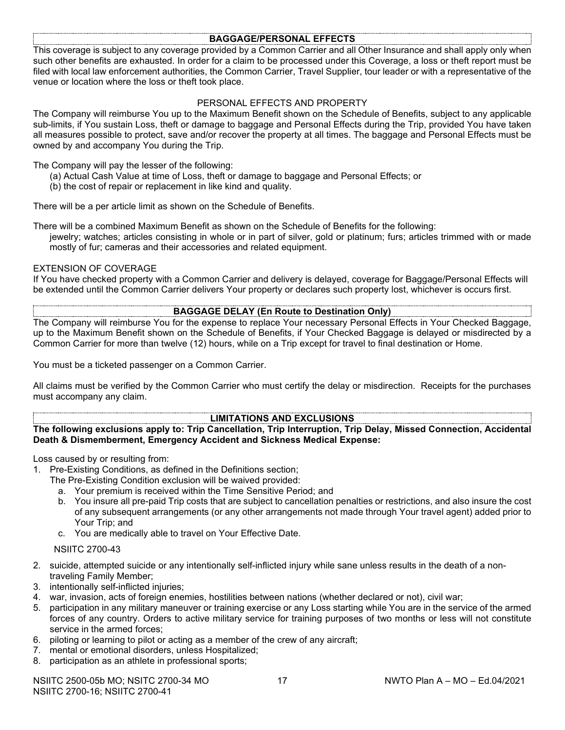## BAGGAGE/PERSONAL EFFECTS

This coverage is subject to any coverage provided by a Common Carrier and all Other Insurance and shall apply only when such other benefits are exhausted. In order for a claim to be processed under this Coverage, a loss or theft report must be filed with local law enforcement authorities, the Common Carrier, Travel Supplier, tour leader or with a representative of the venue or location where the loss or theft took place.

### PERSONAL EFFECTS AND PROPERTY

The Company will reimburse You up to the Maximum Benefit shown on the Schedule of Benefits, subject to any applicable sub-limits, if You sustain Loss, theft or damage to baggage and Personal Effects during the Trip, provided You have taken all measures possible to protect, save and/or recover the property at all times. The baggage and Personal Effects must be owned by and accompany You during the Trip.

The Company will pay the lesser of the following:

(a) Actual Cash Value at time of Loss, theft or damage to baggage and Personal Effects; or
(b) the cost of repair or replacement in like kind and quality.

There will be a per article limit as shown on the Schedule of Benefits.

There will be a combined Maximum Benefit as shown on the Schedule of Benefits for the following:
jewelry; watches; articles consisting in whole or in part of silver, gold or platinum; furs; articles trimmed with or made mostly of fur; cameras and their accessories and related equipment.

EXTENSION OF COVERAGE

If You have checked property with a Common Carrier and delivery is delayed, coverage for Baggage/Personal Effects will be extended until the Common Carrier delivers Your property or declares such property lost, whichever is occurs first.

## BAGGAGE DELAY (En Route to Destination Only)

The Company will reimburse You for the expense to replace Your necessary Personal Effects in Your Checked Baggage, up to the Maximum Benefit shown on the Schedule of Benefits, if Your Checked Baggage is delayed or misdirected by a Common Carrier for more than twelve (12) hours, while on a Trip except for travel to final destination or Home.

You must be a ticketed passenger on a Common Carrier.

All claims must be verified by the Common Carrier who must certify the delay or misdirection. Receipts for the purchases must accompany any claim.

## LIMITATIONS AND EXCLUSIONS

**The following exclusions apply to: Trip Cancellation, Trip Interruption, Trip Delay, Missed Connection, Accidental Death & Dismemberment, Emergency Accident and Sickness Medical Expense:**

Loss caused by or resulting from:

1. Pre-Existing Conditions, as defined in the Definitions section;
   The Pre-Existing Condition exclusion will be waived provided:
   a. Your premium is received within the Time Sensitive Period; and
   b. You insure all pre-paid Trip costs that are subject to cancellation penalties or restrictions, and also insure the cost of any subsequent arrangements (or any other arrangements not made through Your travel agent) added prior to Your Trip; and
   c. You are medically able to travel on Your Effective Date.

   NSIITC 2700-43

2. suicide, attempted suicide or any intentionally self-inflicted injury while sane unless results in the death of a non-traveling Family Member;
3. intentionally self-inflicted injuries;
4. war, invasion, acts of foreign enemies, hostilities between nations (whether declared or not), civil war;
5. participation in any military maneuver or training exercise or any Loss starting while You are in the service of the armed forces of any country. Orders to active military service for training purposes of two months or less will not constitute service in the armed forces;
6. piloting or learning to pilot or acting as a member of the crew of any aircraft;
7. mental or emotional disorders, unless Hospitalized;
8. participation as an athlete in professional sports;

NSIITC 2500-05b MO; NSITC 2700-34 MO
NSIITC 2700-16; NSIITC 2700-41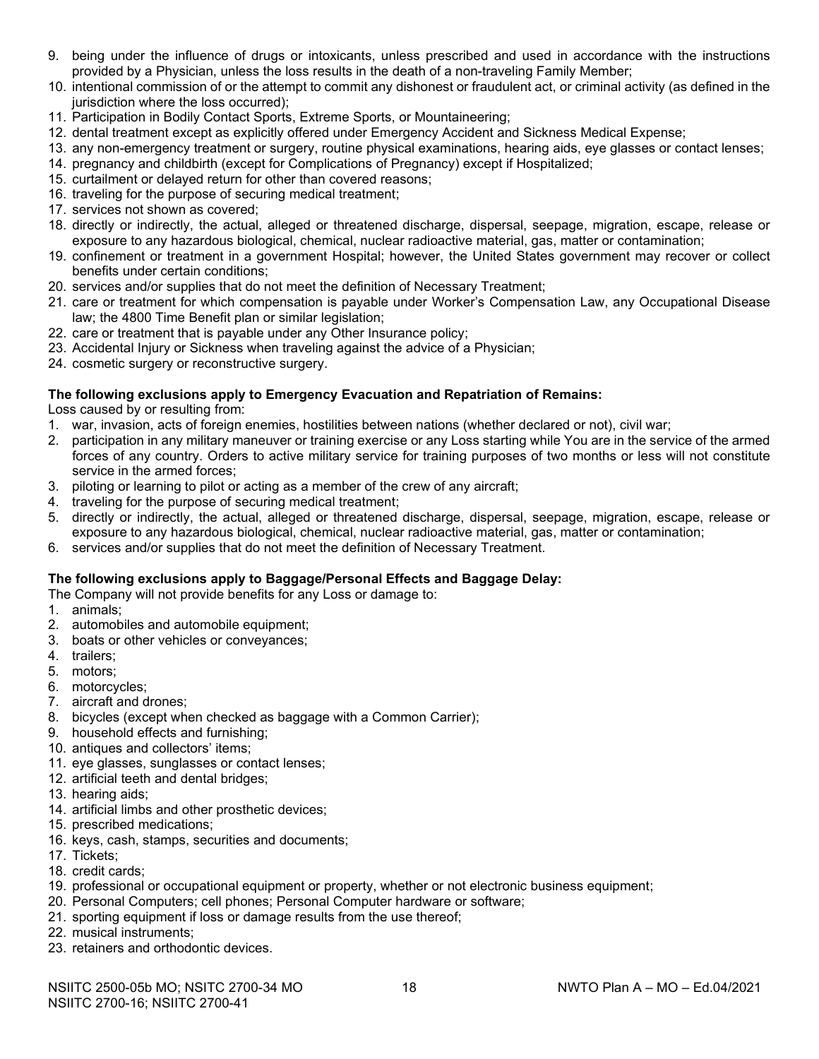9. being under the influence of drugs or intoxicants, unless prescribed and used in accordance with the instructions provided by a Physician, unless the loss results in the death of a non-traveling Family Member;
10. intentional commission of or the attempt to commit any dishonest or fraudulent act, or criminal activity (as defined in the jurisdiction where the loss occurred);
11. Participation in Bodily Contact Sports, Extreme Sports, or Mountaineering;
12. dental treatment except as explicitly offered under Emergency Accident and Sickness Medical Expense;
13. any non-emergency treatment or surgery, routine physical examinations, hearing aids, eye glasses or contact lenses;
14. pregnancy and childbirth (except for Complications of Pregnancy) except if Hospitalized;
15. curtailment or delayed return for other than covered reasons;
16. traveling for the purpose of securing medical treatment;
17. services not shown as covered;
18. directly or indirectly, the actual, alleged or threatened discharge, dispersal, seepage, migration, escape, release or exposure to any hazardous biological, chemical, nuclear radioactive material, gas, matter or contamination;
19. confinement or treatment in a government Hospital; however, the United States government may recover or collect benefits under certain conditions;
20. services and/or supplies that do not meet the definition of Necessary Treatment;
21. care or treatment for which compensation is payable under Worker's Compensation Law, any Occupational Disease law; the 4800 Time Benefit plan or similar legislation;
22. care or treatment that is payable under any Other Insurance policy;
23. Accidental Injury or Sickness when traveling against the advice of a Physician;
24. cosmetic surgery or reconstructive surgery.

**The following exclusions apply to Emergency Evacuation and Repatriation of Remains:**

Loss caused by or resulting from:

1. war, invasion, acts of foreign enemies, hostilities between nations (whether declared or not), civil war;
2. participation in any military maneuver or training exercise or any Loss starting while You are in the service of the armed forces of any country. Orders to active military service for training purposes of two months or less will not constitute service in the armed forces;
3. piloting or learning to pilot or acting as a member of the crew of any aircraft;
4. traveling for the purpose of securing medical treatment;
5. directly or indirectly, the actual, alleged or threatened discharge, dispersal, seepage, migration, escape, release or exposure to any hazardous biological, chemical, nuclear radioactive material, gas, matter or contamination;
6. services and/or supplies that do not meet the definition of Necessary Treatment.

**The following exclusions apply to Baggage/Personal Effects and Baggage Delay:**

The Company will not provide benefits for any Loss or damage to:

1. animals;
2. automobiles and automobile equipment;
3. boats or other vehicles or conveyances;
4. trailers;
5. motors;
6. motorcycles;
7. aircraft and drones;
8. bicycles (except when checked as baggage with a Common Carrier);
9. household effects and furnishing;
10. antiques and collectors' items;
11. eye glasses, sunglasses or contact lenses;
12. artificial teeth and dental bridges;
13. hearing aids;
14. artificial limbs and other prosthetic devices;
15. prescribed medications;
16. keys, cash, stamps, securities and documents;
17. Tickets;
18. credit cards;
19. professional or occupational equipment or property, whether or not electronic business equipment;
20. Personal Computers; cell phones; Personal Computer hardware or software;
21. sporting equipment if loss or damage results from the use thereof;
22. musical instruments;
23. retainers and orthodontic devices.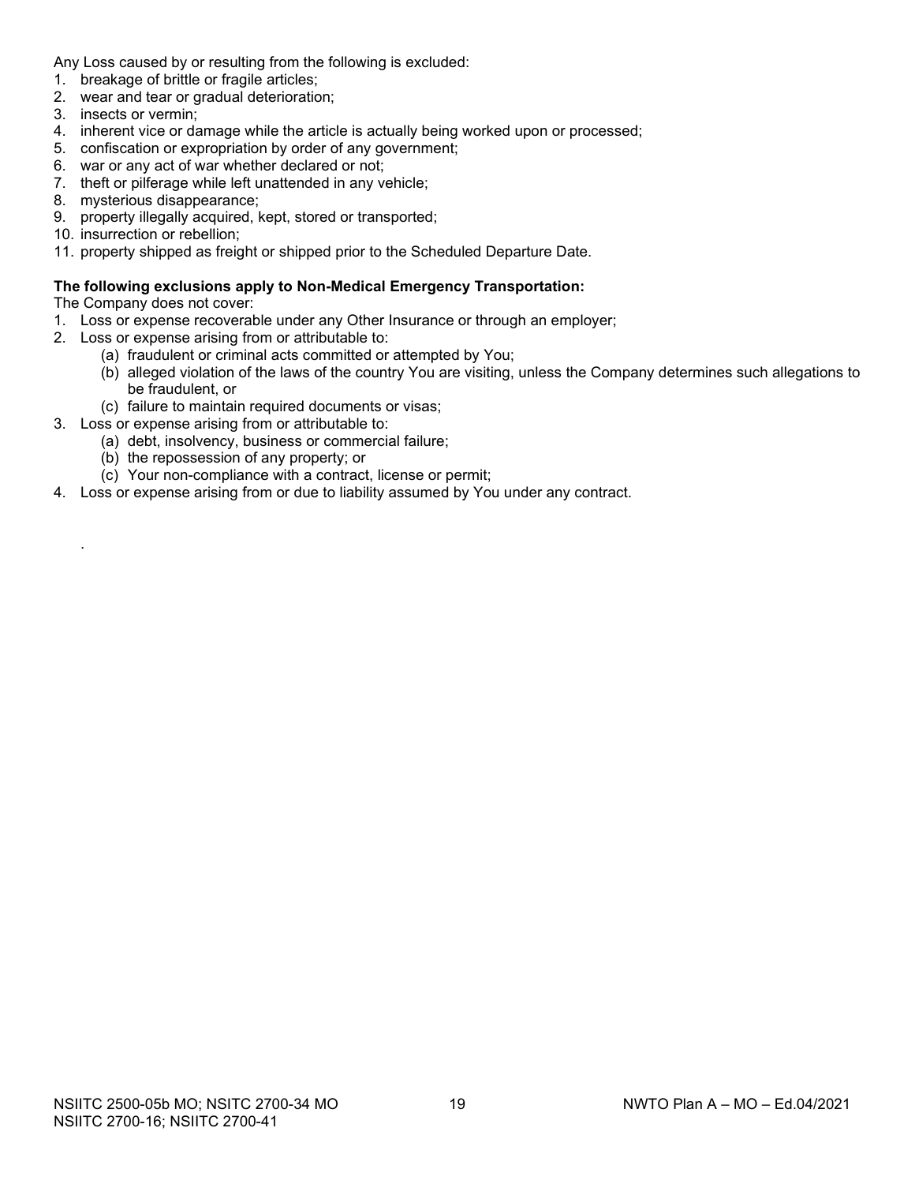Any Loss caused by or resulting from the following is excluded:

1. breakage of brittle or fragile articles;
2. wear and tear or gradual deterioration;
3. insects or vermin;
4. inherent vice or damage while the article is actually being worked upon or processed;
5. confiscation or expropriation by order of any government;
6. war or any act of war whether declared or not;
7. theft or pilferage while left unattended in any vehicle;
8. mysterious disappearance;
9. property illegally acquired, kept, stored or transported;
10. insurrection or rebellion;
11. property shipped as freight or shipped prior to the Scheduled Departure Date.

**The following exclusions apply to Non-Medical Emergency Transportation:**

The Company does not cover:

1. Loss or expense recoverable under any Other Insurance or through an employer;
2. Loss or expense arising from or attributable to:
   (a) fraudulent or criminal acts committed or attempted by You;
   (b) alleged violation of the laws of the country You are visiting, unless the Company determines such allegations to be fraudulent, or
   (c) failure to maintain required documents or visas;
3. Loss or expense arising from or attributable to:
   (a) debt, insolvency, business or commercial failure;
   (b) the repossession of any property; or
   (c) Your non-compliance with a contract, license or permit;
4. Loss or expense arising from or due to liability assumed by You under any contract.

.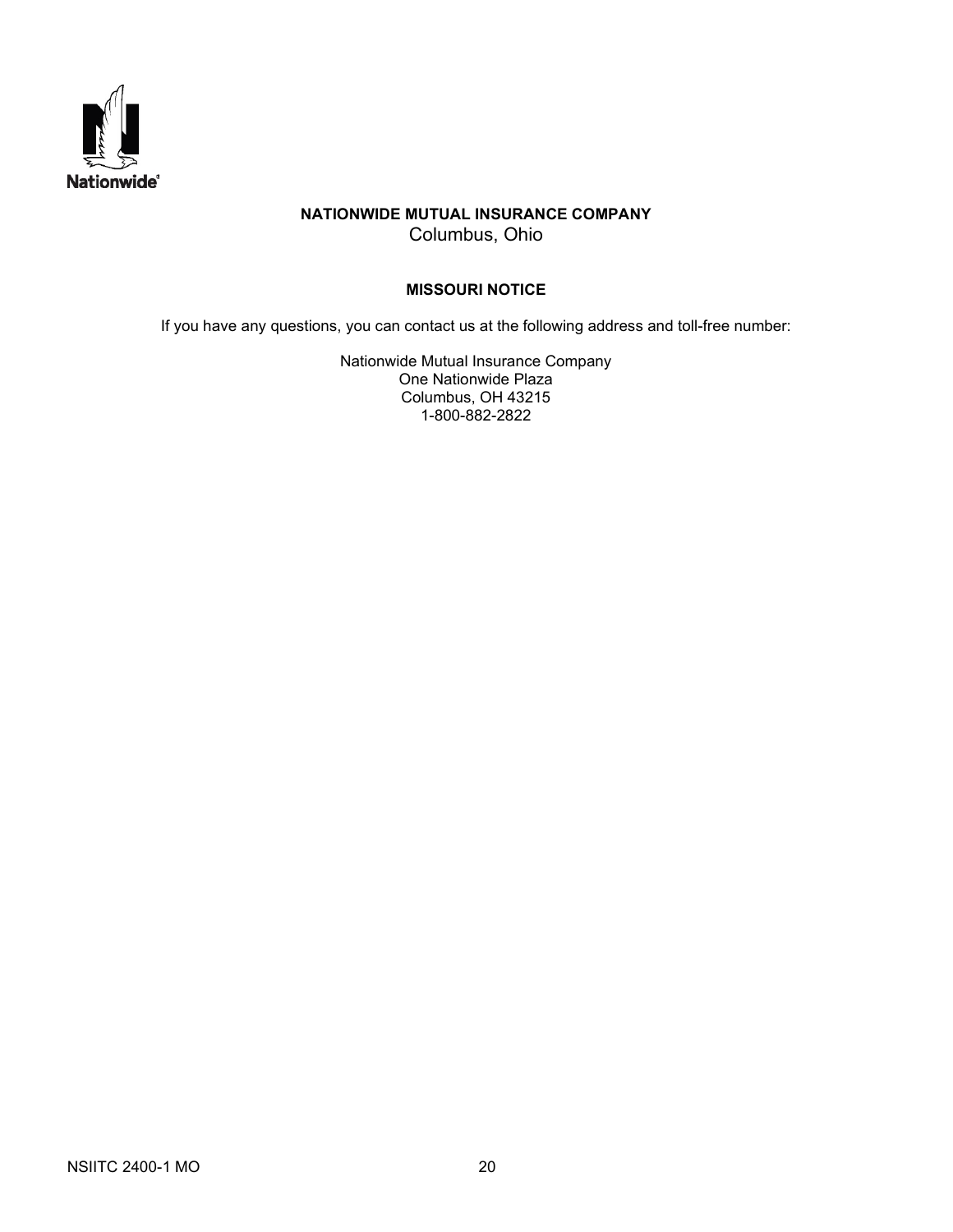**NATIONWIDE MUTUAL INSURANCE COMPANY**
Columbus, Ohio

**MISSOURI NOTICE**

If you have any questions, you can contact us at the following address and toll-free number:

Nationwide Mutual Insurance Company
One Nationwide Plaza
Columbus, OH 43215
1-800-882-2822

NSIITC 2400-1 MO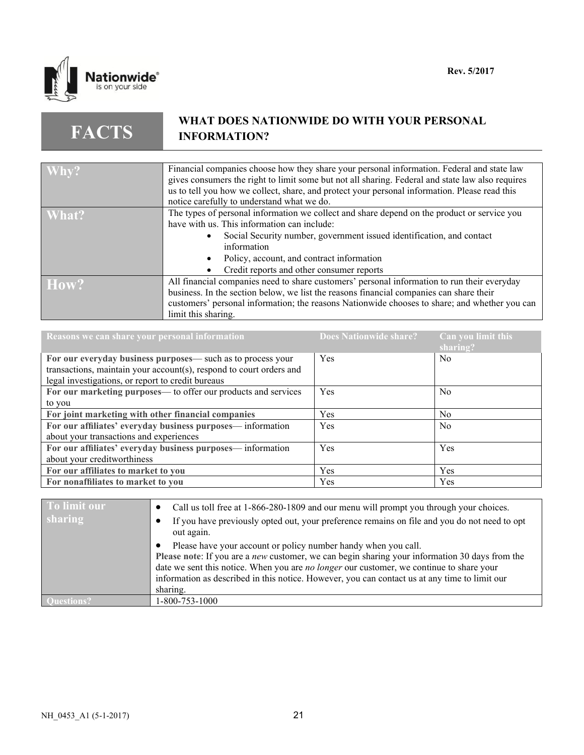Rev. 5/2017

# FACTS — WHAT DOES NATIONWIDE DO WITH YOUR PERSONAL INFORMATION?

| | |
|---|---|
| **Why?** | Financial companies choose how they share your personal information. Federal and state law gives consumers the right to limit some but not all sharing. Federal and state law also requires us to tell you how we collect, share, and protect your personal information. Please read this notice carefully to understand what we do. |
| **What?** | The types of personal information we collect and share depend on the product or service you have with us. This information can include:<br>• Social Security number, government issued identification, and contact information<br>• Policy, account, and contract information<br>• Credit reports and other consumer reports |
| **How?** | All financial companies need to share customers' personal information to run their everyday business. In the section below, we list the reasons financial companies can share their customers' personal information; the reasons Nationwide chooses to share; and whether you can limit this sharing. |

| Reasons we can share your personal information | Does Nationwide share? | Can you limit this sharing? |
|---|---|---|
| **For our everyday business purposes**— such as to process your transactions, maintain your account(s), respond to court orders and legal investigations, or report to credit bureaus | Yes | No |
| **For our marketing purposes**— to offer our products and services to you | Yes | No |
| **For joint marketing with other financial companies** | Yes | No |
| **For our affiliates' everyday business purposes**— information about your transactions and experiences | Yes | No |
| **For our affiliates' everyday business purposes**— information about your creditworthiness | Yes | Yes |
| **For our affiliates to market to you** | Yes | Yes |
| **For nonaffiliates to market to you** | Yes | Yes |

| | |
|---|---|
| **To limit our sharing** | • Call us toll free at 1-866-280-1809 and our menu will prompt you through your choices.<br>• If you have previously opted out, your preference remains on file and you do not need to opt out again.<br>• Please have your account or policy number handy when you call.<br>**Please note**: If you are a *new* customer, we can begin sharing your information 30 days from the date we sent this notice. When you are *no longer* our customer, we continue to share your information as described in this notice. However, you can contact us at any time to limit our sharing. |
| **Questions?** | 1-800-753-1000 |

NH_0453_A1 (5-1-2017)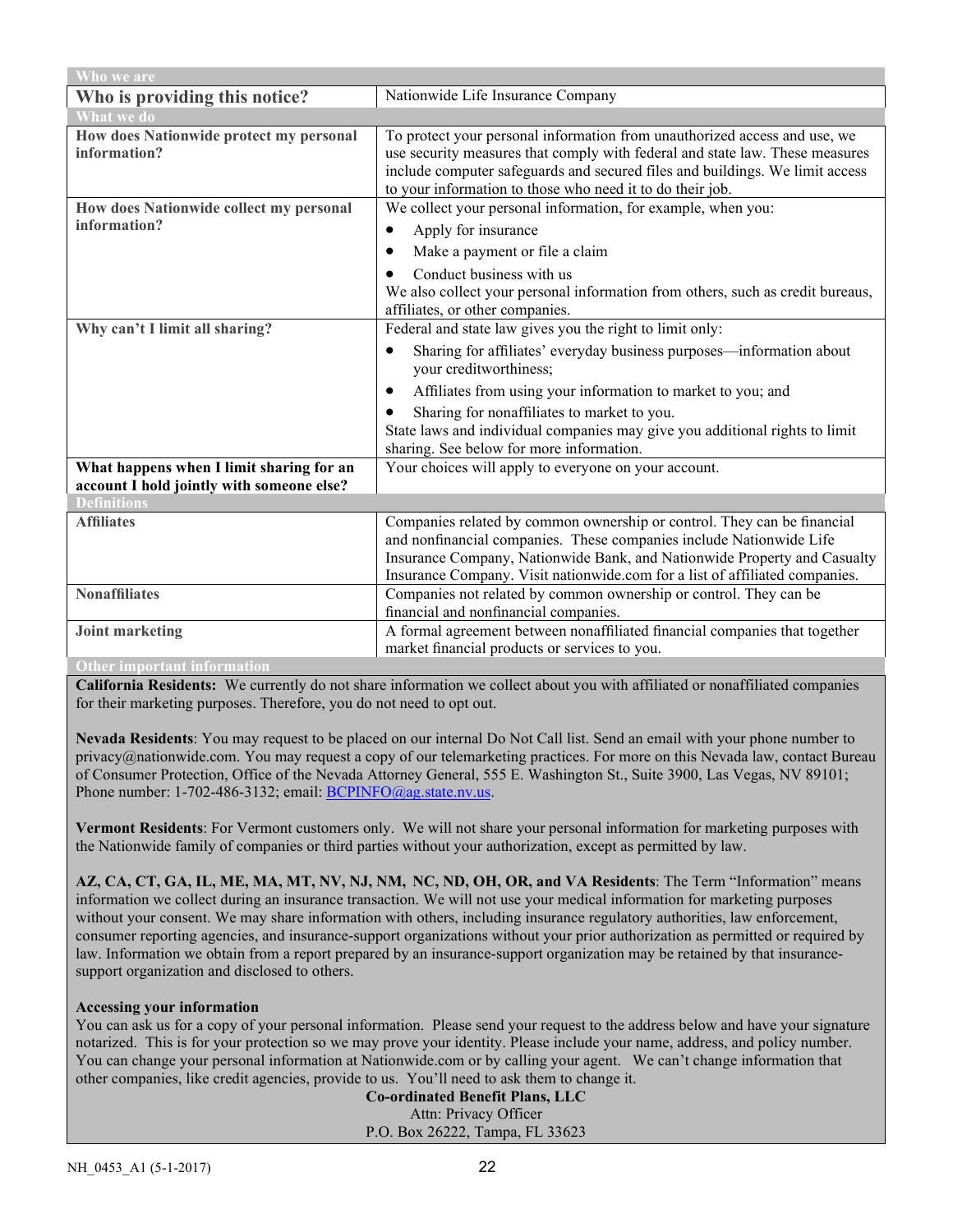| Who we are | |
|---|---|
| **Who is providing this notice?** | Nationwide Life Insurance Company |
| **What we do** | |
| **How does Nationwide protect my personal information?** | To protect your personal information from unauthorized access and use, we use security measures that comply with federal and state law. These measures include computer safeguards and secured files and buildings. We limit access to your information to those who need it to do their job. |
| **How does Nationwide collect my personal information?** | We collect your personal information, for example, when you:<br>• Apply for insurance<br>• Make a payment or file a claim<br>• Conduct business with us<br>We also collect your personal information from others, such as credit bureaus, affiliates, or other companies. |
| **Why can't I limit all sharing?** | Federal and state law gives you the right to limit only:<br>• Sharing for affiliates' everyday business purposes—information about your creditworthiness;<br>• Affiliates from using your information to market to you; and<br>• Sharing for nonaffiliates to market to you.<br>State laws and individual companies may give you additional rights to limit sharing. See below for more information. |
| **What happens when I limit sharing for an account I hold jointly with someone else?** | Your choices will apply to everyone on your account. |
| **Definitions** | |
| **Affiliates** | Companies related by common ownership or control. They can be financial and nonfinancial companies. These companies include Nationwide Life Insurance Company, Nationwide Bank, and Nationwide Property and Casualty Insurance Company. Visit nationwide.com for a list of affiliated companies. |
| **Nonaffiliates** | Companies not related by common ownership or control. They can be financial and nonfinancial companies. |
| **Joint marketing** | A formal agreement between nonaffiliated financial companies that together market financial products or services to you. |

**Other important information**

**California Residents:** We currently do not share information we collect about you with affiliated or nonaffiliated companies for their marketing purposes. Therefore, you do not need to opt out.

**Nevada Residents**: You may request to be placed on our internal Do Not Call list. Send an email with your phone number to privacy@nationwide.com. You may request a copy of our telemarketing practices. For more on this Nevada law, contact Bureau of Consumer Protection, Office of the Nevada Attorney General, 555 E. Washington St., Suite 3900, Las Vegas, NV 89101; Phone number: 1-702-486-3132; email: BCPINFO@ag.state.nv.us.

**Vermont Residents**: For Vermont customers only. We will not share your personal information for marketing purposes with the Nationwide family of companies or third parties without your authorization, except as permitted by law.

**AZ, CA, CT, GA, IL, ME, MA, MT, NV, NJ, NM, NC, ND, OH, OR, and VA Residents**: The Term "Information" means information we collect during an insurance transaction. We will not use your medical information for marketing purposes without your consent. We may share information with others, including insurance regulatory authorities, law enforcement, consumer reporting agencies, and insurance-support organizations without your prior authorization as permitted or required by law. Information we obtain from a report prepared by an insurance-support organization may be retained by that insurance-support organization and disclosed to others.

**Accessing your information**

You can ask us for a copy of your personal information. Please send your request to the address below and have your signature notarized. This is for your protection so we may prove your identity. Please include your name, address, and policy number. You can change your personal information at Nationwide.com or by calling your agent. We can't change information that other companies, like credit agencies, provide to us. You'll need to ask them to change it.

**Co-ordinated Benefit Plans, LLC**
Attn: Privacy Officer
P.O. Box 26222, Tampa, FL 33623

NH_0453_A1 (5-1-2017)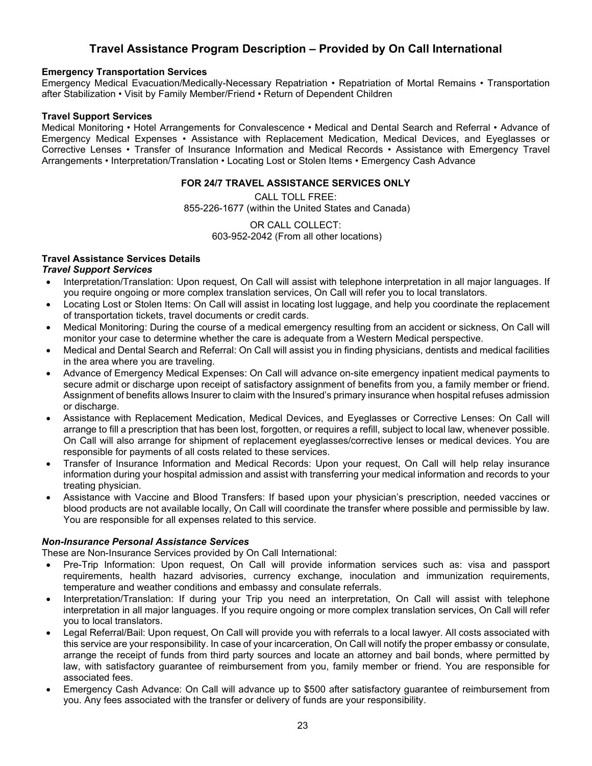# Travel Assistance Program Description – Provided by On Call International

**Emergency Transportation Services**

Emergency Medical Evacuation/Medically-Necessary Repatriation • Repatriation of Mortal Remains • Transportation after Stabilization • Visit by Family Member/Friend • Return of Dependent Children

**Travel Support Services**

Medical Monitoring • Hotel Arrangements for Convalescence • Medical and Dental Search and Referral • Advance of Emergency Medical Expenses • Assistance with Replacement Medication, Medical Devices, and Eyeglasses or Corrective Lenses • Transfer of Insurance Information and Medical Records • Assistance with Emergency Travel Arrangements • Interpretation/Translation • Locating Lost or Stolen Items • Emergency Cash Advance

**FOR 24/7 TRAVEL ASSISTANCE SERVICES ONLY**

CALL TOLL FREE:
855-226-1677 (within the United States and Canada)

OR CALL COLLECT:
603-952-2042 (From all other locations)

**Travel Assistance Services Details**

***Travel Support Services***

- Interpretation/Translation: Upon request, On Call will assist with telephone interpretation in all major languages. If you require ongoing or more complex translation services, On Call will refer you to local translators.
- Locating Lost or Stolen Items: On Call will assist in locating lost luggage, and help you coordinate the replacement of transportation tickets, travel documents or credit cards.
- Medical Monitoring: During the course of a medical emergency resulting from an accident or sickness, On Call will monitor your case to determine whether the care is adequate from a Western Medical perspective.
- Medical and Dental Search and Referral: On Call will assist you in finding physicians, dentists and medical facilities in the area where you are traveling.
- Advance of Emergency Medical Expenses: On Call will advance on-site emergency inpatient medical payments to secure admit or discharge upon receipt of satisfactory assignment of benefits from you, a family member or friend. Assignment of benefits allows Insurer to claim with the Insured's primary insurance when hospital refuses admission or discharge.
- Assistance with Replacement Medication, Medical Devices, and Eyeglasses or Corrective Lenses: On Call will arrange to fill a prescription that has been lost, forgotten, or requires a refill, subject to local law, whenever possible. On Call will also arrange for shipment of replacement eyeglasses/corrective lenses or medical devices. You are responsible for payments of all costs related to these services.
- Transfer of Insurance Information and Medical Records: Upon your request, On Call will help relay insurance information during your hospital admission and assist with transferring your medical information and records to your treating physician.
- Assistance with Vaccine and Blood Transfers: If based upon your physician's prescription, needed vaccines or blood products are not available locally, On Call will coordinate the transfer where possible and permissible by law. You are responsible for all expenses related to this service.

***Non-Insurance Personal Assistance Services***

These are Non-Insurance Services provided by On Call International:

- Pre-Trip Information: Upon request, On Call will provide information services such as: visa and passport requirements, health hazard advisories, currency exchange, inoculation and immunization requirements, temperature and weather conditions and embassy and consulate referrals.
- Interpretation/Translation: If during your Trip you need an interpretation, On Call will assist with telephone interpretation in all major languages. If you require ongoing or more complex translation services, On Call will refer you to local translators.
- Legal Referral/Bail: Upon request, On Call will provide you with referrals to a local lawyer. All costs associated with this service are your responsibility. In case of your incarceration, On Call will notify the proper embassy or consulate, arrange the receipt of funds from third party sources and locate an attorney and bail bonds, where permitted by law, with satisfactory guarantee of reimbursement from you, family member or friend. You are responsible for associated fees.
- Emergency Cash Advance: On Call will advance up to $500 after satisfactory guarantee of reimbursement from you. Any fees associated with the transfer or delivery of funds are your responsibility.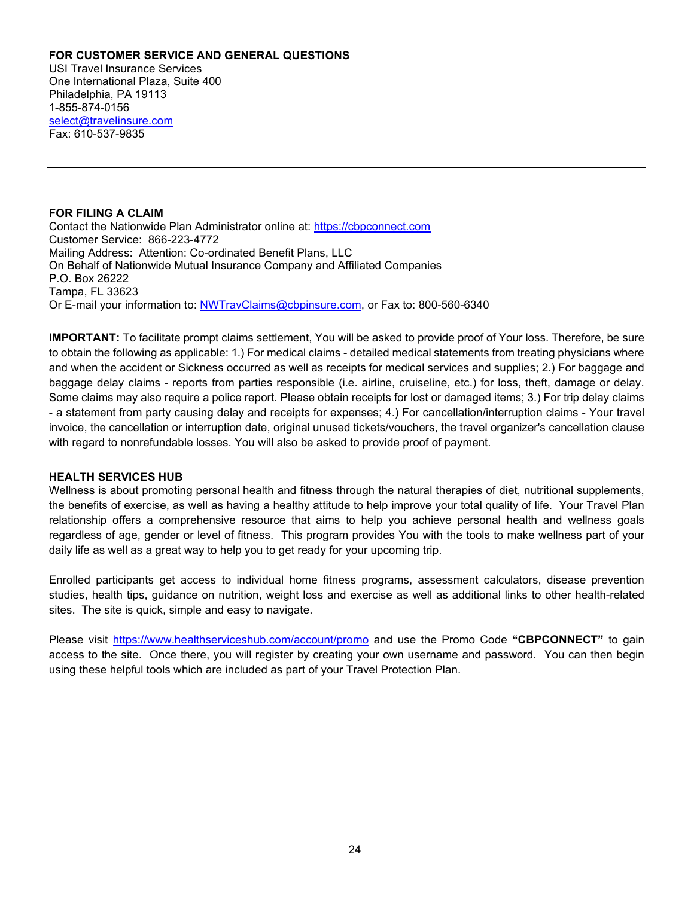**FOR CUSTOMER SERVICE AND GENERAL QUESTIONS**
USI Travel Insurance Services
One International Plaza, Suite 400
Philadelphia, PA 19113
1-855-874-0156
select@travelinsure.com
Fax: 610-537-9835

---

**FOR FILING A CLAIM**
Contact the Nationwide Plan Administrator online at: https://cbpconnect.com
Customer Service: 866-223-4772
Mailing Address: Attention: Co-ordinated Benefit Plans, LLC
On Behalf of Nationwide Mutual Insurance Company and Affiliated Companies
P.O. Box 26222
Tampa, FL 33623
Or E-mail your information to: NWTravClaims@cbpinsure.com, or Fax to: 800-560-6340

**IMPORTANT:** To facilitate prompt claims settlement, You will be asked to provide proof of Your loss. Therefore, be sure to obtain the following as applicable: 1.) For medical claims - detailed medical statements from treating physicians where and when the accident or Sickness occurred as well as receipts for medical services and supplies; 2.) For baggage and baggage delay claims - reports from parties responsible (i.e. airline, cruiseline, etc.) for loss, theft, damage or delay. Some claims may also require a police report. Please obtain receipts for lost or damaged items; 3.) For trip delay claims - a statement from party causing delay and receipts for expenses; 4.) For cancellation/interruption claims - Your travel invoice, the cancellation or interruption date, original unused tickets/vouchers, the travel organizer's cancellation clause with regard to nonrefundable losses. You will also be asked to provide proof of payment.

**HEALTH SERVICES HUB**
Wellness is about promoting personal health and fitness through the natural therapies of diet, nutritional supplements, the benefits of exercise, as well as having a healthy attitude to help improve your total quality of life. Your Travel Plan relationship offers a comprehensive resource that aims to help you achieve personal health and wellness goals regardless of age, gender or level of fitness. This program provides You with the tools to make wellness part of your daily life as well as a great way to help you to get ready for your upcoming trip.

Enrolled participants get access to individual home fitness programs, assessment calculators, disease prevention studies, health tips, guidance on nutrition, weight loss and exercise as well as additional links to other health-related sites. The site is quick, simple and easy to navigate.

Please visit https://www.healthserviceshub.com/account/promo and use the Promo Code **"CBPCONNECT"** to gain access to the site. Once there, you will register by creating your own username and password. You can then begin using these helpful tools which are included as part of your Travel Protection Plan.